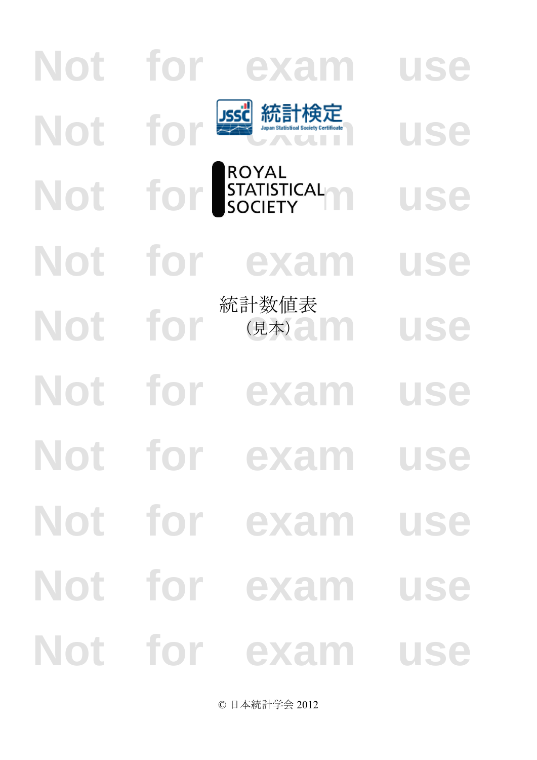JSSC 統計検定 Japan Statistical Society Certificate

ROYAL STATISTICAL SOCIETY

# 統計数値表

（見本）

© 日本統計学会 2012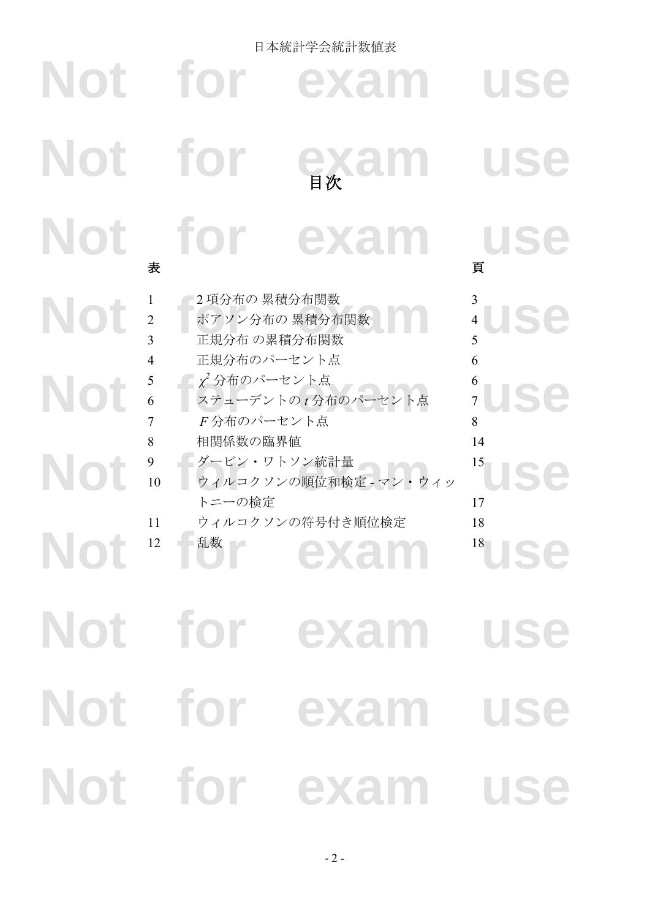# 目次

| 表 | | 頁 |
|---|---|---|
| 1 | 2 項分布の 累積分布関数 | 3 |
| 2 | ポアソン分布の 累積分布関数 | 4 |
| 3 | 正規分布 の累積分布関数 | 5 |
| 4 | 正規分布のパーセント点 | 6 |
| 5 | $\chi^2$ 分布のパーセント点 | 6 |
| 6 | ステューデントの $t$ 分布のパーセント点 | 7 |
| 7 | $F$ 分布のパーセント点 | 8 |
| 8 | 相関係数の臨界値 | 14 |
| 9 | ダービン・ワトソン統計量 | 15 |
| 10 | ウィルコクソンの順位和検定 - マン・ウィットニーの検定 | 17 |
| 11 | ウィルコクソンの符号付き順位検定 | 18 |
| 12 | 乱数 | 18 |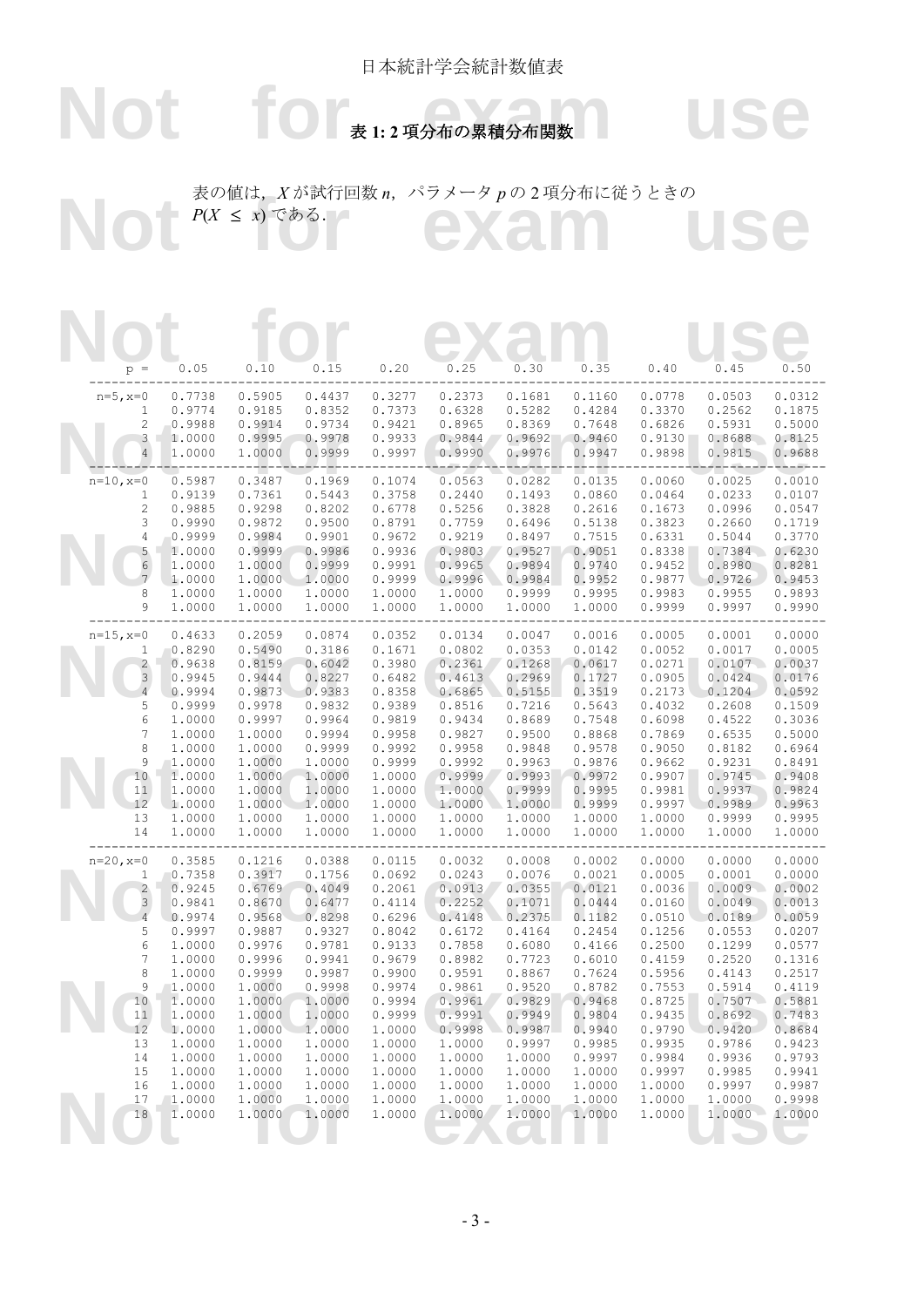# 表 1: 2 項分布の累積分布関数

表の値は，$X$ が試行回数 $n$，パラメータ $p$ の 2 項分布に従うときの $P(X \le x)$ である．

| p = | 0.05 | 0.10 | 0.15 | 0.20 | 0.25 | 0.30 | 0.35 | 0.40 | 0.45 | 0.50 |
|---|---|---|---|---|---|---|---|---|---|---|
| n=5,x=0 | 0.7738 | 0.5905 | 0.4437 | 0.3277 | 0.2373 | 0.1681 | 0.1160 | 0.0778 | 0.0503 | 0.0312 |
| 1 | 0.9774 | 0.9185 | 0.8352 | 0.7373 | 0.6328 | 0.5282 | 0.4284 | 0.3370 | 0.2562 | 0.1875 |
| 2 | 0.9988 | 0.9914 | 0.9734 | 0.9421 | 0.8965 | 0.8369 | 0.7648 | 0.6826 | 0.5931 | 0.5000 |
| 3 | 1.0000 | 0.9995 | 0.9978 | 0.9933 | 0.9844 | 0.9692 | 0.9460 | 0.9130 | 0.8688 | 0.8125 |
| 4 | 1.0000 | 1.0000 | 0.9999 | 0.9997 | 0.9990 | 0.9976 | 0.9947 | 0.9898 | 0.9815 | 0.9688 |
| n=10,x=0 | 0.5987 | 0.3487 | 0.1969 | 0.1074 | 0.0563 | 0.0282 | 0.0135 | 0.0060 | 0.0025 | 0.0010 |
| 1 | 0.9139 | 0.7361 | 0.5443 | 0.3758 | 0.2440 | 0.1493 | 0.0860 | 0.0464 | 0.0233 | 0.0107 |
| 2 | 0.9885 | 0.9298 | 0.8202 | 0.6778 | 0.5256 | 0.3828 | 0.2616 | 0.1673 | 0.0996 | 0.0547 |
| 3 | 0.9990 | 0.9872 | 0.9500 | 0.8791 | 0.7759 | 0.6496 | 0.5138 | 0.3823 | 0.2660 | 0.1719 |
| 4 | 0.9999 | 0.9984 | 0.9901 | 0.9672 | 0.9219 | 0.8497 | 0.7515 | 0.6331 | 0.5044 | 0.3770 |
| 5 | 1.0000 | 0.9999 | 0.9986 | 0.9936 | 0.9803 | 0.9527 | 0.9051 | 0.8338 | 0.7384 | 0.6230 |
| 6 | 1.0000 | 1.0000 | 0.9999 | 0.9991 | 0.9965 | 0.9894 | 0.9740 | 0.9452 | 0.8980 | 0.8281 |
| 7 | 1.0000 | 1.0000 | 1.0000 | 0.9999 | 0.9996 | 0.9984 | 0.9952 | 0.9877 | 0.9726 | 0.9453 |
| 8 | 1.0000 | 1.0000 | 1.0000 | 1.0000 | 1.0000 | 0.9999 | 0.9995 | 0.9983 | 0.9955 | 0.9893 |
| 9 | 1.0000 | 1.0000 | 1.0000 | 1.0000 | 1.0000 | 1.0000 | 1.0000 | 0.9999 | 0.9997 | 0.9990 |
| n=15,x=0 | 0.4633 | 0.2059 | 0.0874 | 0.0352 | 0.0134 | 0.0047 | 0.0016 | 0.0005 | 0.0001 | 0.0000 |
| 1 | 0.8290 | 0.5490 | 0.3186 | 0.1671 | 0.0802 | 0.0353 | 0.0142 | 0.0052 | 0.0017 | 0.0005 |
| 2 | 0.9638 | 0.8159 | 0.6042 | 0.3980 | 0.2361 | 0.1268 | 0.0617 | 0.0271 | 0.0107 | 0.0037 |
| 3 | 0.9945 | 0.9444 | 0.8227 | 0.6482 | 0.4613 | 0.2969 | 0.1727 | 0.0905 | 0.0424 | 0.0176 |
| 4 | 0.9994 | 0.9873 | 0.9383 | 0.8358 | 0.6865 | 0.5155 | 0.3519 | 0.2173 | 0.1204 | 0.0592 |
| 5 | 0.9999 | 0.9978 | 0.9832 | 0.9389 | 0.8516 | 0.7216 | 0.5643 | 0.4032 | 0.2608 | 0.1509 |
| 6 | 1.0000 | 0.9997 | 0.9964 | 0.9819 | 0.9434 | 0.8689 | 0.7548 | 0.6098 | 0.4522 | 0.3036 |
| 7 | 1.0000 | 1.0000 | 0.9994 | 0.9958 | 0.9827 | 0.9500 | 0.8868 | 0.7869 | 0.6535 | 0.5000 |
| 8 | 1.0000 | 1.0000 | 0.9999 | 0.9992 | 0.9958 | 0.9848 | 0.9578 | 0.9050 | 0.8182 | 0.6964 |
| 9 | 1.0000 | 1.0000 | 1.0000 | 0.9999 | 0.9992 | 0.9963 | 0.9876 | 0.9662 | 0.9231 | 0.8491 |
| 10 | 1.0000 | 1.0000 | 1.0000 | 1.0000 | 0.9999 | 0.9993 | 0.9972 | 0.9907 | 0.9745 | 0.9408 |
| 11 | 1.0000 | 1.0000 | 1.0000 | 1.0000 | 1.0000 | 0.9999 | 0.9995 | 0.9981 | 0.9937 | 0.9824 |
| 12 | 1.0000 | 1.0000 | 1.0000 | 1.0000 | 1.0000 | 1.0000 | 0.9999 | 0.9997 | 0.9989 | 0.9963 |
| 13 | 1.0000 | 1.0000 | 1.0000 | 1.0000 | 1.0000 | 1.0000 | 1.0000 | 1.0000 | 0.9999 | 0.9995 |
| 14 | 1.0000 | 1.0000 | 1.0000 | 1.0000 | 1.0000 | 1.0000 | 1.0000 | 1.0000 | 1.0000 | 1.0000 |
| n=20,x=0 | 0.3585 | 0.1216 | 0.0388 | 0.0115 | 0.0032 | 0.0008 | 0.0002 | 0.0000 | 0.0000 | 0.0000 |
| 1 | 0.7358 | 0.3917 | 0.1756 | 0.0692 | 0.0243 | 0.0076 | 0.0021 | 0.0005 | 0.0001 | 0.0000 |
| 2 | 0.9245 | 0.6769 | 0.4049 | 0.2061 | 0.0913 | 0.0355 | 0.0121 | 0.0036 | 0.0009 | 0.0002 |
| 3 | 0.9841 | 0.8670 | 0.6477 | 0.4114 | 0.2252 | 0.1071 | 0.0444 | 0.0160 | 0.0049 | 0.0013 |
| 4 | 0.9974 | 0.9568 | 0.8298 | 0.6296 | 0.4148 | 0.2375 | 0.1182 | 0.0510 | 0.0189 | 0.0059 |
| 5 | 0.9997 | 0.9887 | 0.9327 | 0.8042 | 0.6172 | 0.4164 | 0.2454 | 0.1256 | 0.0553 | 0.0207 |
| 6 | 1.0000 | 0.9976 | 0.9781 | 0.9133 | 0.7858 | 0.6080 | 0.4166 | 0.2500 | 0.1299 | 0.0577 |
| 7 | 1.0000 | 0.9996 | 0.9941 | 0.9679 | 0.8982 | 0.7723 | 0.6010 | 0.4159 | 0.2520 | 0.1316 |
| 8 | 1.0000 | 0.9999 | 0.9987 | 0.9900 | 0.9591 | 0.8867 | 0.7624 | 0.5956 | 0.4143 | 0.2517 |
| 9 | 1.0000 | 1.0000 | 0.9998 | 0.9974 | 0.9861 | 0.9520 | 0.8782 | 0.7553 | 0.5914 | 0.4119 |
| 10 | 1.0000 | 1.0000 | 1.0000 | 0.9994 | 0.9961 | 0.9829 | 0.9468 | 0.8725 | 0.7507 | 0.5881 |
| 11 | 1.0000 | 1.0000 | 1.0000 | 0.9999 | 0.9991 | 0.9949 | 0.9804 | 0.9435 | 0.8692 | 0.7483 |
| 12 | 1.0000 | 1.0000 | 1.0000 | 1.0000 | 0.9998 | 0.9987 | 0.9940 | 0.9790 | 0.9420 | 0.8684 |
| 13 | 1.0000 | 1.0000 | 1.0000 | 1.0000 | 1.0000 | 0.9997 | 0.9985 | 0.9935 | 0.9786 | 0.9423 |
| 14 | 1.0000 | 1.0000 | 1.0000 | 1.0000 | 1.0000 | 1.0000 | 0.9997 | 0.9984 | 0.9936 | 0.9793 |
| 15 | 1.0000 | 1.0000 | 1.0000 | 1.0000 | 1.0000 | 1.0000 | 1.0000 | 0.9997 | 0.9985 | 0.9941 |
| 16 | 1.0000 | 1.0000 | 1.0000 | 1.0000 | 1.0000 | 1.0000 | 1.0000 | 1.0000 | 0.9997 | 0.9987 |
| 17 | 1.0000 | 1.0000 | 1.0000 | 1.0000 | 1.0000 | 1.0000 | 1.0000 | 1.0000 | 1.0000 | 0.9998 |
| 18 | 1.0000 | 1.0000 | 1.0000 | 1.0000 | 1.0000 | 1.0000 | 1.0000 | 1.0000 | 1.0000 | 1.0000 |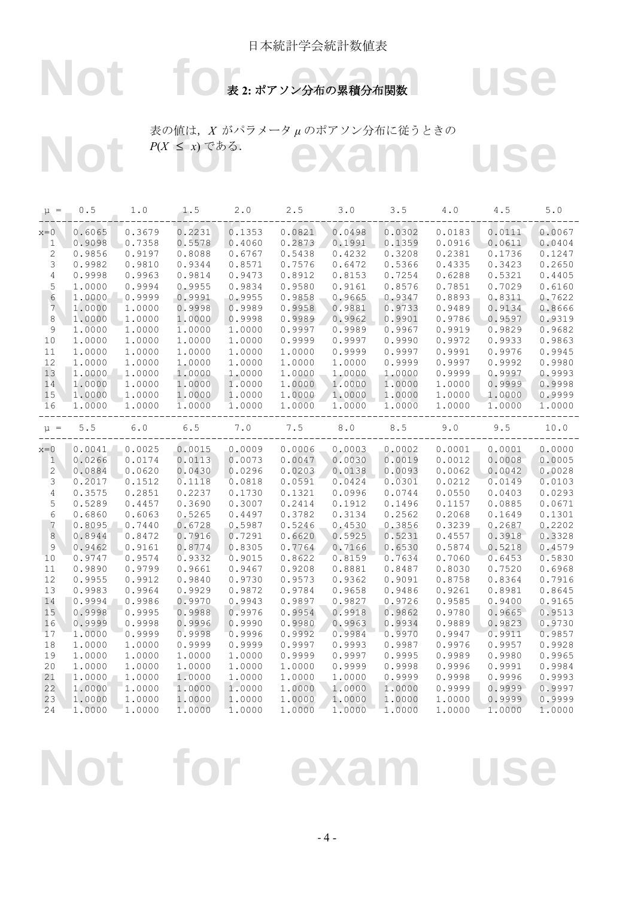## 表 2: ポアソン分布の累積分布関数

表の値は，$X$ がパラメータ $\mu$ のポアソン分布に従うときの $P(X \leq x)$ である．

| $\mu$ = | 0.5 | 1.0 | 1.5 | 2.0 | 2.5 | 3.0 | 3.5 | 4.0 | 4.5 | 5.0 |
|---|---|---|---|---|---|---|---|---|---|---|
| x=0 | 0.6065 | 0.3679 | 0.2231 | 0.1353 | 0.0821 | 0.0498 | 0.0302 | 0.0183 | 0.0111 | 0.0067 |
| 1 | 0.9098 | 0.7358 | 0.5578 | 0.4060 | 0.2873 | 0.1991 | 0.1359 | 0.0916 | 0.0611 | 0.0404 |
| 2 | 0.9856 | 0.9197 | 0.8088 | 0.6767 | 0.5438 | 0.4232 | 0.3208 | 0.2381 | 0.1736 | 0.1247 |
| 3 | 0.9982 | 0.9810 | 0.9344 | 0.8571 | 0.7576 | 0.6472 | 0.5366 | 0.4335 | 0.3423 | 0.2650 |
| 4 | 0.9998 | 0.9963 | 0.9814 | 0.9473 | 0.8912 | 0.8153 | 0.7254 | 0.6288 | 0.5321 | 0.4405 |
| 5 | 1.0000 | 0.9994 | 0.9955 | 0.9834 | 0.9580 | 0.9161 | 0.8576 | 0.7851 | 0.7029 | 0.6160 |
| 6 | 1.0000 | 0.9999 | 0.9991 | 0.9955 | 0.9858 | 0.9665 | 0.9347 | 0.8893 | 0.8311 | 0.7622 |
| 7 | 1.0000 | 1.0000 | 0.9998 | 0.9989 | 0.9958 | 0.9881 | 0.9733 | 0.9489 | 0.9134 | 0.8666 |
| 8 | 1.0000 | 1.0000 | 1.0000 | 0.9998 | 0.9989 | 0.9962 | 0.9901 | 0.9786 | 0.9597 | 0.9319 |
| 9 | 1.0000 | 1.0000 | 1.0000 | 1.0000 | 0.9997 | 0.9989 | 0.9967 | 0.9919 | 0.9829 | 0.9682 |
| 10 | 1.0000 | 1.0000 | 1.0000 | 1.0000 | 0.9999 | 0.9997 | 0.9990 | 0.9972 | 0.9933 | 0.9863 |
| 11 | 1.0000 | 1.0000 | 1.0000 | 1.0000 | 1.0000 | 0.9999 | 0.9997 | 0.9991 | 0.9976 | 0.9945 |
| 12 | 1.0000 | 1.0000 | 1.0000 | 1.0000 | 1.0000 | 1.0000 | 0.9999 | 0.9997 | 0.9992 | 0.9980 |
| 13 | 1.0000 | 1.0000 | 1.0000 | 1.0000 | 1.0000 | 1.0000 | 1.0000 | 0.9999 | 0.9997 | 0.9993 |
| 14 | 1.0000 | 1.0000 | 1.0000 | 1.0000 | 1.0000 | 1.0000 | 1.0000 | 1.0000 | 0.9999 | 0.9998 |
| 15 | 1.0000 | 1.0000 | 1.0000 | 1.0000 | 1.0000 | 1.0000 | 1.0000 | 1.0000 | 1.0000 | 0.9999 |
| 16 | 1.0000 | 1.0000 | 1.0000 | 1.0000 | 1.0000 | 1.0000 | 1.0000 | 1.0000 | 1.0000 | 1.0000 |

| $\mu$ = | 5.5 | 6.0 | 6.5 | 7.0 | 7.5 | 8.0 | 8.5 | 9.0 | 9.5 | 10.0 |
|---|---|---|---|---|---|---|---|---|---|---|
| x=0 | 0.0041 | 0.0025 | 0.0015 | 0.0009 | 0.0006 | 0.0003 | 0.0002 | 0.0001 | 0.0001 | 0.0000 |
| 1 | 0.0266 | 0.0174 | 0.0113 | 0.0073 | 0.0047 | 0.0030 | 0.0019 | 0.0012 | 0.0008 | 0.0005 |
| 2 | 0.0884 | 0.0620 | 0.0430 | 0.0296 | 0.0203 | 0.0138 | 0.0093 | 0.0062 | 0.0042 | 0.0028 |
| 3 | 0.2017 | 0.1512 | 0.1118 | 0.0818 | 0.0591 | 0.0424 | 0.0301 | 0.0212 | 0.0149 | 0.0103 |
| 4 | 0.3575 | 0.2851 | 0.2237 | 0.1730 | 0.1321 | 0.0996 | 0.0744 | 0.0550 | 0.0403 | 0.0293 |
| 5 | 0.5289 | 0.4457 | 0.3690 | 0.3007 | 0.2414 | 0.1912 | 0.1496 | 0.1157 | 0.0885 | 0.0671 |
| 6 | 0.6860 | 0.6063 | 0.5265 | 0.4497 | 0.3782 | 0.3134 | 0.2562 | 0.2068 | 0.1649 | 0.1301 |
| 7 | 0.8095 | 0.7440 | 0.6728 | 0.5987 | 0.5246 | 0.4530 | 0.3856 | 0.3239 | 0.2687 | 0.2202 |
| 8 | 0.8944 | 0.8472 | 0.7916 | 0.7291 | 0.6620 | 0.5925 | 0.5231 | 0.4557 | 0.3918 | 0.3328 |
| 9 | 0.9462 | 0.9161 | 0.8774 | 0.8305 | 0.7764 | 0.7166 | 0.6530 | 0.5874 | 0.5218 | 0.4579 |
| 10 | 0.9747 | 0.9574 | 0.9332 | 0.9015 | 0.8622 | 0.8159 | 0.7634 | 0.7060 | 0.6453 | 0.5830 |
| 11 | 0.9890 | 0.9799 | 0.9661 | 0.9467 | 0.9208 | 0.8881 | 0.8487 | 0.8030 | 0.7520 | 0.6968 |
| 12 | 0.9955 | 0.9912 | 0.9840 | 0.9730 | 0.9573 | 0.9362 | 0.9091 | 0.8758 | 0.8364 | 0.7916 |
| 13 | 0.9983 | 0.9964 | 0.9929 | 0.9872 | 0.9784 | 0.9658 | 0.9486 | 0.9261 | 0.8981 | 0.8645 |
| 14 | 0.9994 | 0.9986 | 0.9970 | 0.9943 | 0.9897 | 0.9827 | 0.9726 | 0.9585 | 0.9400 | 0.9165 |
| 15 | 0.9998 | 0.9995 | 0.9988 | 0.9976 | 0.9954 | 0.9918 | 0.9862 | 0.9780 | 0.9665 | 0.9513 |
| 16 | 0.9999 | 0.9998 | 0.9996 | 0.9990 | 0.9980 | 0.9963 | 0.9934 | 0.9889 | 0.9823 | 0.9730 |
| 17 | 1.0000 | 0.9999 | 0.9998 | 0.9996 | 0.9992 | 0.9984 | 0.9970 | 0.9947 | 0.9911 | 0.9857 |
| 18 | 1.0000 | 1.0000 | 0.9999 | 0.9999 | 0.9997 | 0.9993 | 0.9987 | 0.9976 | 0.9957 | 0.9928 |
| 19 | 1.0000 | 1.0000 | 1.0000 | 1.0000 | 0.9999 | 0.9997 | 0.9995 | 0.9989 | 0.9980 | 0.9965 |
| 20 | 1.0000 | 1.0000 | 1.0000 | 1.0000 | 1.0000 | 0.9999 | 0.9998 | 0.9996 | 0.9991 | 0.9984 |
| 21 | 1.0000 | 1.0000 | 1.0000 | 1.0000 | 1.0000 | 1.0000 | 0.9999 | 0.9998 | 0.9996 | 0.9993 |
| 22 | 1.0000 | 1.0000 | 1.0000 | 1.0000 | 1.0000 | 1.0000 | 1.0000 | 0.9999 | 0.9999 | 0.9997 |
| 23 | 1.0000 | 1.0000 | 1.0000 | 1.0000 | 1.0000 | 1.0000 | 1.0000 | 1.0000 | 0.9999 | 0.9999 |
| 24 | 1.0000 | 1.0000 | 1.0000 | 1.0000 | 1.0000 | 1.0000 | 1.0000 | 1.0000 | 1.0000 | 1.0000 |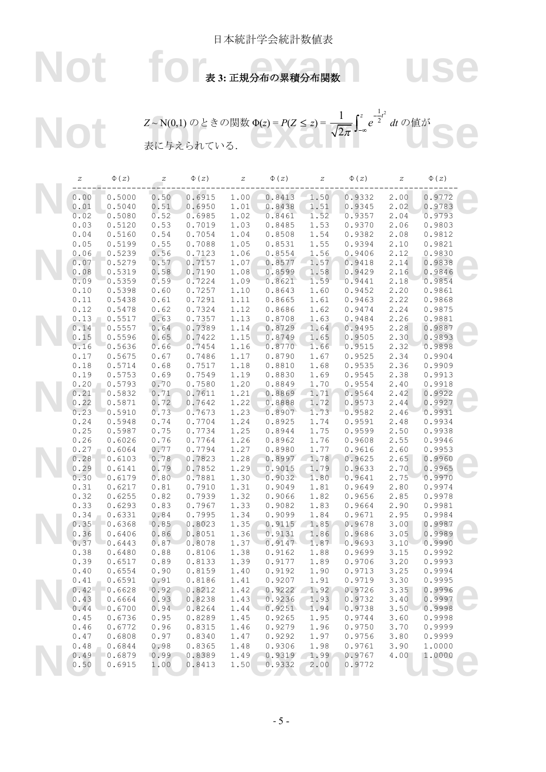日本統計学会統計数値表

# 表 3: 正規分布の累積分布関数

$Z \sim \mathrm{N}(0,1)$ のときの関数 $\Phi(z) = P(Z \leq z) = \dfrac{1}{\sqrt{2\pi}} \displaystyle\int_{-\infty}^{z} e^{-\frac{1}{2}t^2}\, dt$ の値が表に与えられている.

| $z$ | $\Phi(z)$ | $z$ | $\Phi(z)$ | $z$ | $\Phi(z)$ | $z$ | $\Phi(z)$ | $z$ | $\Phi(z)$ |
|---|---|---|---|---|---|---|---|---|---|
| 0.00 | 0.5000 | 0.50 | 0.6915 | 1.00 | 0.8413 | 1.50 | 0.9332 | 2.00 | 0.9772 |
| 0.01 | 0.5040 | 0.51 | 0.6950 | 1.01 | 0.8438 | 1.51 | 0.9345 | 2.02 | 0.9783 |
| 0.02 | 0.5080 | 0.52 | 0.6985 | 1.02 | 0.8461 | 1.52 | 0.9357 | 2.04 | 0.9793 |
| 0.03 | 0.5120 | 0.53 | 0.7019 | 1.03 | 0.8485 | 1.53 | 0.9370 | 2.06 | 0.9803 |
| 0.04 | 0.5160 | 0.54 | 0.7054 | 1.04 | 0.8508 | 1.54 | 0.9382 | 2.08 | 0.9812 |
| 0.05 | 0.5199 | 0.55 | 0.7088 | 1.05 | 0.8531 | 1.55 | 0.9394 | 2.10 | 0.9821 |
| 0.06 | 0.5239 | 0.56 | 0.7123 | 1.06 | 0.8554 | 1.56 | 0.9406 | 2.12 | 0.9830 |
| 0.07 | 0.5279 | 0.57 | 0.7157 | 1.07 | 0.8577 | 1.57 | 0.9418 | 2.14 | 0.9838 |
| 0.08 | 0.5319 | 0.58 | 0.7190 | 1.08 | 0.8599 | 1.58 | 0.9429 | 2.16 | 0.9846 |
| 0.09 | 0.5359 | 0.59 | 0.7224 | 1.09 | 0.8621 | 1.59 | 0.9441 | 2.18 | 0.9854 |
| 0.10 | 0.5398 | 0.60 | 0.7257 | 1.10 | 0.8643 | 1.60 | 0.9452 | 2.20 | 0.9861 |
| 0.11 | 0.5438 | 0.61 | 0.7291 | 1.11 | 0.8665 | 1.61 | 0.9463 | 2.22 | 0.9868 |
| 0.12 | 0.5478 | 0.62 | 0.7324 | 1.12 | 0.8686 | 1.62 | 0.9474 | 2.24 | 0.9875 |
| 0.13 | 0.5517 | 0.63 | 0.7357 | 1.13 | 0.8708 | 1.63 | 0.9484 | 2.26 | 0.9881 |
| 0.14 | 0.5557 | 0.64 | 0.7389 | 1.14 | 0.8729 | 1.64 | 0.9495 | 2.28 | 0.9887 |
| 0.15 | 0.5596 | 0.65 | 0.7422 | 1.15 | 0.8749 | 1.65 | 0.9505 | 2.30 | 0.9893 |
| 0.16 | 0.5636 | 0.66 | 0.7454 | 1.16 | 0.8770 | 1.66 | 0.9515 | 2.32 | 0.9898 |
| 0.17 | 0.5675 | 0.67 | 0.7486 | 1.17 | 0.8790 | 1.67 | 0.9525 | 2.34 | 0.9904 |
| 0.18 | 0.5714 | 0.68 | 0.7517 | 1.18 | 0.8810 | 1.68 | 0.9535 | 2.36 | 0.9909 |
| 0.19 | 0.5753 | 0.69 | 0.7549 | 1.19 | 0.8830 | 1.69 | 0.9545 | 2.38 | 0.9913 |
| 0.20 | 0.5793 | 0.70 | 0.7580 | 1.20 | 0.8849 | 1.70 | 0.9554 | 2.40 | 0.9918 |
| 0.21 | 0.5832 | 0.71 | 0.7611 | 1.21 | 0.8869 | 1.71 | 0.9564 | 2.42 | 0.9922 |
| 0.22 | 0.5871 | 0.72 | 0.7642 | 1.22 | 0.8888 | 1.72 | 0.9573 | 2.44 | 0.9927 |
| 0.23 | 0.5910 | 0.73 | 0.7673 | 1.23 | 0.8907 | 1.73 | 0.9582 | 2.46 | 0.9931 |
| 0.24 | 0.5948 | 0.74 | 0.7704 | 1.24 | 0.8925 | 1.74 | 0.9591 | 2.48 | 0.9934 |
| 0.25 | 0.5987 | 0.75 | 0.7734 | 1.25 | 0.8944 | 1.75 | 0.9599 | 2.50 | 0.9938 |
| 0.26 | 0.6026 | 0.76 | 0.7764 | 1.26 | 0.8962 | 1.76 | 0.9608 | 2.55 | 0.9946 |
| 0.27 | 0.6064 | 0.77 | 0.7794 | 1.27 | 0.8980 | 1.77 | 0.9616 | 2.60 | 0.9953 |
| 0.28 | 0.6103 | 0.78 | 0.7823 | 1.28 | 0.8997 | 1.78 | 0.9625 | 2.65 | 0.9960 |
| 0.29 | 0.6141 | 0.79 | 0.7852 | 1.29 | 0.9015 | 1.79 | 0.9633 | 2.70 | 0.9965 |
| 0.30 | 0.6179 | 0.80 | 0.7881 | 1.30 | 0.9032 | 1.80 | 0.9641 | 2.75 | 0.9970 |
| 0.31 | 0.6217 | 0.81 | 0.7910 | 1.31 | 0.9049 | 1.81 | 0.9649 | 2.80 | 0.9974 |
| 0.32 | 0.6255 | 0.82 | 0.7939 | 1.32 | 0.9066 | 1.82 | 0.9656 | 2.85 | 0.9978 |
| 0.33 | 0.6293 | 0.83 | 0.7967 | 1.33 | 0.9082 | 1.83 | 0.9664 | 2.90 | 0.9981 |
| 0.34 | 0.6331 | 0.84 | 0.7995 | 1.34 | 0.9099 | 1.84 | 0.9671 | 2.95 | 0.9984 |
| 0.35 | 0.6368 | 0.85 | 0.8023 | 1.35 | 0.9115 | 1.85 | 0.9678 | 3.00 | 0.9987 |
| 0.36 | 0.6406 | 0.86 | 0.8051 | 1.36 | 0.9131 | 1.86 | 0.9686 | 3.05 | 0.9989 |
| 0.37 | 0.6443 | 0.87 | 0.8078 | 1.37 | 0.9147 | 1.87 | 0.9693 | 3.10 | 0.9990 |
| 0.38 | 0.6480 | 0.88 | 0.8106 | 1.38 | 0.9162 | 1.88 | 0.9699 | 3.15 | 0.9992 |
| 0.39 | 0.6517 | 0.89 | 0.8133 | 1.39 | 0.9177 | 1.89 | 0.9706 | 3.20 | 0.9993 |
| 0.40 | 0.6554 | 0.90 | 0.8159 | 1.40 | 0.9192 | 1.90 | 0.9713 | 3.25 | 0.9994 |
| 0.41 | 0.6591 | 0.91 | 0.8186 | 1.41 | 0.9207 | 1.91 | 0.9719 | 3.30 | 0.9995 |
| 0.42 | 0.6628 | 0.92 | 0.8212 | 1.42 | 0.9222 | 1.92 | 0.9726 | 3.35 | 0.9996 |
| 0.43 | 0.6664 | 0.93 | 0.8238 | 1.43 | 0.9236 | 1.93 | 0.9732 | 3.40 | 0.9997 |
| 0.44 | 0.6700 | 0.94 | 0.8264 | 1.44 | 0.9251 | 1.94 | 0.9738 | 3.50 | 0.9998 |
| 0.45 | 0.6736 | 0.95 | 0.8289 | 1.45 | 0.9265 | 1.95 | 0.9744 | 3.60 | 0.9998 |
| 0.46 | 0.6772 | 0.96 | 0.8315 | 1.46 | 0.9279 | 1.96 | 0.9750 | 3.70 | 0.9999 |
| 0.47 | 0.6808 | 0.97 | 0.8340 | 1.47 | 0.9292 | 1.97 | 0.9756 | 3.80 | 0.9999 |
| 0.48 | 0.6844 | 0.98 | 0.8365 | 1.48 | 0.9306 | 1.98 | 0.9761 | 3.90 | 1.0000 |
| 0.49 | 0.6879 | 0.99 | 0.8389 | 1.49 | 0.9319 | 1.99 | 0.9767 | 4.00 | 1.0000 |
| 0.50 | 0.6915 | 1.00 | 0.8413 | 1.50 | 0.9332 | 2.00 | 0.9772 | | |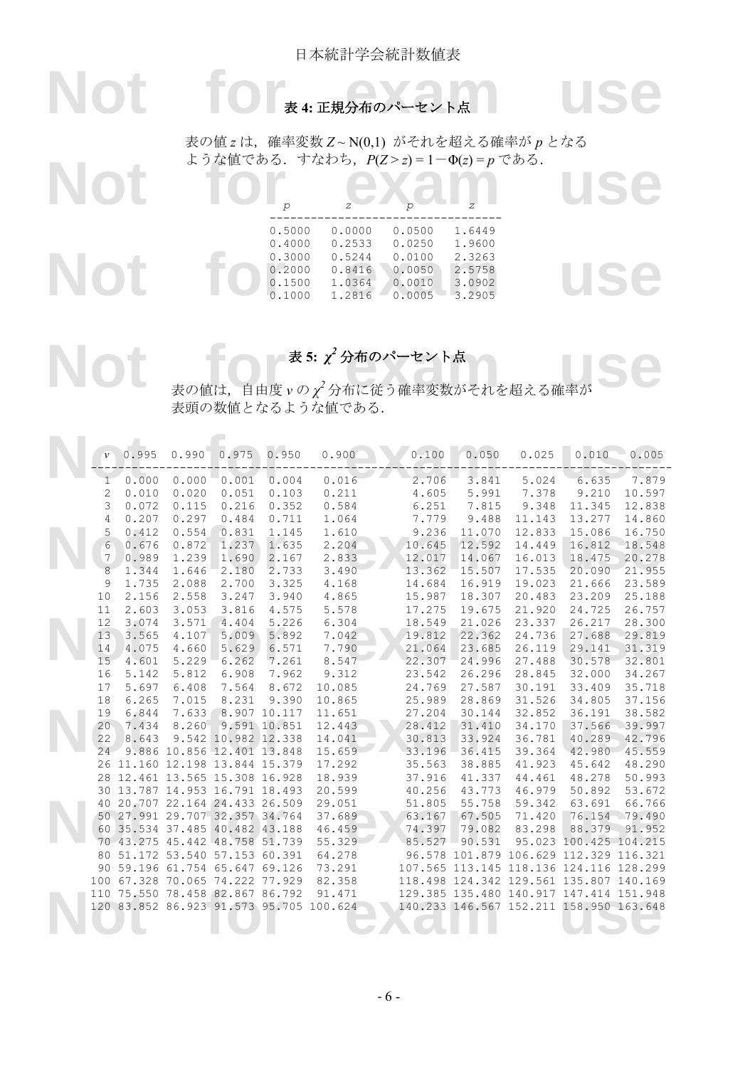# 日本統計学会統計数値表

## 表 4: 正規分布のパーセント点

表の値 $z$ は，確率変数 $Z \sim \mathrm{N}(0,1)$ がそれを超える確率が $p$ となるような値である．すなわち，$P(Z > z) = 1 - \Phi(z) = p$ である．

| $p$ | $z$ | $p$ | $z$ |
|---|---|---|---|
| 0.5000 | 0.0000 | 0.0500 | 1.6449 |
| 0.4000 | 0.2533 | 0.0250 | 1.9600 |
| 0.3000 | 0.5244 | 0.0100 | 2.3263 |
| 0.2000 | 0.8416 | 0.0050 | 2.5758 |
| 0.1500 | 1.0364 | 0.0010 | 3.0902 |
| 0.1000 | 1.2816 | 0.0005 | 3.2905 |

## 表 5: $\chi^2$ 分布のパーセント点

表の値は，自由度 $\nu$ の $\chi^2$ 分布に従う確率変数がそれを超える確率が表頭の数値となるような値である．

| $\nu$ | 0.995 | 0.990 | 0.975 | 0.950 | 0.900 | 0.100 | 0.050 | 0.025 | 0.010 | 0.005 |
|---|---|---|---|---|---|---|---|---|---|---|
| 1 | 0.000 | 0.000 | 0.001 | 0.004 | 0.016 | 2.706 | 3.841 | 5.024 | 6.635 | 7.879 |
| 2 | 0.010 | 0.020 | 0.051 | 0.103 | 0.211 | 4.605 | 5.991 | 7.378 | 9.210 | 10.597 |
| 3 | 0.072 | 0.115 | 0.216 | 0.352 | 0.584 | 6.251 | 7.815 | 9.348 | 11.345 | 12.838 |
| 4 | 0.207 | 0.297 | 0.484 | 0.711 | 1.064 | 7.779 | 9.488 | 11.143 | 13.277 | 14.860 |
| 5 | 0.412 | 0.554 | 0.831 | 1.145 | 1.610 | 9.236 | 11.070 | 12.833 | 15.086 | 16.750 |
| 6 | 0.676 | 0.872 | 1.237 | 1.635 | 2.204 | 10.645 | 12.592 | 14.449 | 16.812 | 18.548 |
| 7 | 0.989 | 1.239 | 1.690 | 2.167 | 2.833 | 12.017 | 14.067 | 16.013 | 18.475 | 20.278 |
| 8 | 1.344 | 1.646 | 2.180 | 2.733 | 3.490 | 13.362 | 15.507 | 17.535 | 20.090 | 21.955 |
| 9 | 1.735 | 2.088 | 2.700 | 3.325 | 4.168 | 14.684 | 16.919 | 19.023 | 21.666 | 23.589 |
| 10 | 2.156 | 2.558 | 3.247 | 3.940 | 4.865 | 15.987 | 18.307 | 20.483 | 23.209 | 25.188 |
| 11 | 2.603 | 3.053 | 3.816 | 4.575 | 5.578 | 17.275 | 19.675 | 21.920 | 24.725 | 26.757 |
| 12 | 3.074 | 3.571 | 4.404 | 5.226 | 6.304 | 18.549 | 21.026 | 23.337 | 26.217 | 28.300 |
| 13 | 3.565 | 4.107 | 5.009 | 5.892 | 7.042 | 19.812 | 22.362 | 24.736 | 27.688 | 29.819 |
| 14 | 4.075 | 4.660 | 5.629 | 6.571 | 7.790 | 21.064 | 23.685 | 26.119 | 29.141 | 31.319 |
| 15 | 4.601 | 5.229 | 6.262 | 7.261 | 8.547 | 22.307 | 24.996 | 27.488 | 30.578 | 32.801 |
| 16 | 5.142 | 5.812 | 6.908 | 7.962 | 9.312 | 23.542 | 26.296 | 28.845 | 32.000 | 34.267 |
| 17 | 5.697 | 6.408 | 7.564 | 8.672 | 10.085 | 24.769 | 27.587 | 30.191 | 33.409 | 35.718 |
| 18 | 6.265 | 7.015 | 8.231 | 9.390 | 10.865 | 25.989 | 28.869 | 31.526 | 34.805 | 37.156 |
| 19 | 6.844 | 7.633 | 8.907 | 10.117 | 11.651 | 27.204 | 30.144 | 32.852 | 36.191 | 38.582 |
| 20 | 7.434 | 8.260 | 9.591 | 10.851 | 12.443 | 28.412 | 31.410 | 34.170 | 37.566 | 39.997 |
| 22 | 8.643 | 9.542 | 10.982 | 12.338 | 14.041 | 30.813 | 33.924 | 36.781 | 40.289 | 42.796 |
| 24 | 9.886 | 10.856 | 12.401 | 13.848 | 15.659 | 33.196 | 36.415 | 39.364 | 42.980 | 45.559 |
| 26 | 11.160 | 12.198 | 13.844 | 15.379 | 17.292 | 35.563 | 38.885 | 41.923 | 45.642 | 48.290 |
| 28 | 12.461 | 13.565 | 15.308 | 16.928 | 18.939 | 37.916 | 41.337 | 44.461 | 48.278 | 50.993 |
| 30 | 13.787 | 14.953 | 16.791 | 18.493 | 20.599 | 40.256 | 43.773 | 46.979 | 50.892 | 53.672 |
| 40 | 20.707 | 22.164 | 24.433 | 26.509 | 29.051 | 51.805 | 55.758 | 59.342 | 63.691 | 66.766 |
| 50 | 27.991 | 29.707 | 32.357 | 34.764 | 37.689 | 63.167 | 67.505 | 71.420 | 76.154 | 79.490 |
| 60 | 35.534 | 37.485 | 40.482 | 43.188 | 46.459 | 74.397 | 79.082 | 83.298 | 88.379 | 91.952 |
| 70 | 43.275 | 45.442 | 48.758 | 51.739 | 55.329 | 85.527 | 90.531 | 95.023 | 100.425 | 104.215 |
| 80 | 51.172 | 53.540 | 57.153 | 60.391 | 64.278 | 96.578 | 101.879 | 106.629 | 112.329 | 116.321 |
| 90 | 59.196 | 61.754 | 65.647 | 69.126 | 73.291 | 107.565 | 113.145 | 118.136 | 124.116 | 128.299 |
| 100 | 67.328 | 70.065 | 74.222 | 77.929 | 82.358 | 118.498 | 124.342 | 129.561 | 135.807 | 140.169 |
| 110 | 75.550 | 78.458 | 82.867 | 86.792 | 91.471 | 129.385 | 135.480 | 140.917 | 147.414 | 151.948 |
| 120 | 83.852 | 86.923 | 91.573 | 95.705 | 100.624 | 140.233 | 146.567 | 152.211 | 158.950 | 163.648 |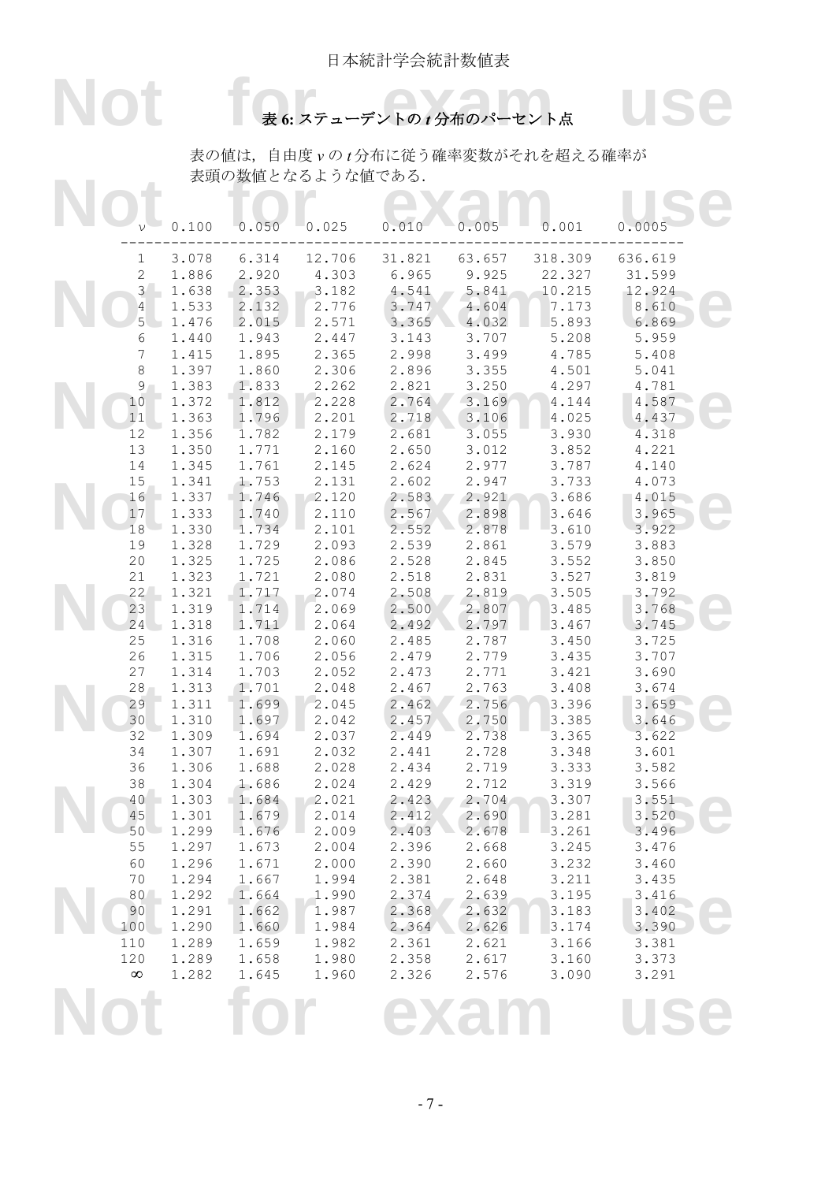# 表 6: ステューデントの $t$ 分布のパーセント点

表の値は，自由度 $\nu$ の $t$ 分布に従う確率変数がそれを超える確率が表頭の数値となるような値である．

| $\nu$ | 0.100 | 0.050 | 0.025 | 0.010 | 0.005 | 0.001 | 0.0005 |
|---|---|---|---|---|---|---|---|
| 1 | 3.078 | 6.314 | 12.706 | 31.821 | 63.657 | 318.309 | 636.619 |
| 2 | 1.886 | 2.920 | 4.303 | 6.965 | 9.925 | 22.327 | 31.599 |
| 3 | 1.638 | 2.353 | 3.182 | 4.541 | 5.841 | 10.215 | 12.924 |
| 4 | 1.533 | 2.132 | 2.776 | 3.747 | 4.604 | 7.173 | 8.610 |
| 5 | 1.476 | 2.015 | 2.571 | 3.365 | 4.032 | 5.893 | 6.869 |
| 6 | 1.440 | 1.943 | 2.447 | 3.143 | 3.707 | 5.208 | 5.959 |
| 7 | 1.415 | 1.895 | 2.365 | 2.998 | 3.499 | 4.785 | 5.408 |
| 8 | 1.397 | 1.860 | 2.306 | 2.896 | 3.355 | 4.501 | 5.041 |
| 9 | 1.383 | 1.833 | 2.262 | 2.821 | 3.250 | 4.297 | 4.781 |
| 10 | 1.372 | 1.812 | 2.228 | 2.764 | 3.169 | 4.144 | 4.587 |
| 11 | 1.363 | 1.796 | 2.201 | 2.718 | 3.106 | 4.025 | 4.437 |
| 12 | 1.356 | 1.782 | 2.179 | 2.681 | 3.055 | 3.930 | 4.318 |
| 13 | 1.350 | 1.771 | 2.160 | 2.650 | 3.012 | 3.852 | 4.221 |
| 14 | 1.345 | 1.761 | 2.145 | 2.624 | 2.977 | 3.787 | 4.140 |
| 15 | 1.341 | 1.753 | 2.131 | 2.602 | 2.947 | 3.733 | 4.073 |
| 16 | 1.337 | 1.746 | 2.120 | 2.583 | 2.921 | 3.686 | 4.015 |
| 17 | 1.333 | 1.740 | 2.110 | 2.567 | 2.898 | 3.646 | 3.965 |
| 18 | 1.330 | 1.734 | 2.101 | 2.552 | 2.878 | 3.610 | 3.922 |
| 19 | 1.328 | 1.729 | 2.093 | 2.539 | 2.861 | 3.579 | 3.883 |
| 20 | 1.325 | 1.725 | 2.086 | 2.528 | 2.845 | 3.552 | 3.850 |
| 21 | 1.323 | 1.721 | 2.080 | 2.518 | 2.831 | 3.527 | 3.819 |
| 22 | 1.321 | 1.717 | 2.074 | 2.508 | 2.819 | 3.505 | 3.792 |
| 23 | 1.319 | 1.714 | 2.069 | 2.500 | 2.807 | 3.485 | 3.768 |
| 24 | 1.318 | 1.711 | 2.064 | 2.492 | 2.797 | 3.467 | 3.745 |
| 25 | 1.316 | 1.708 | 2.060 | 2.485 | 2.787 | 3.450 | 3.725 |
| 26 | 1.315 | 1.706 | 2.056 | 2.479 | 2.779 | 3.435 | 3.707 |
| 27 | 1.314 | 1.703 | 2.052 | 2.473 | 2.771 | 3.421 | 3.690 |
| 28 | 1.313 | 1.701 | 2.048 | 2.467 | 2.763 | 3.408 | 3.674 |
| 29 | 1.311 | 1.699 | 2.045 | 2.462 | 2.756 | 3.396 | 3.659 |
| 30 | 1.310 | 1.697 | 2.042 | 2.457 | 2.750 | 3.385 | 3.646 |
| 32 | 1.309 | 1.694 | 2.037 | 2.449 | 2.738 | 3.365 | 3.622 |
| 34 | 1.307 | 1.691 | 2.032 | 2.441 | 2.728 | 3.348 | 3.601 |
| 36 | 1.306 | 1.688 | 2.028 | 2.434 | 2.719 | 3.333 | 3.582 |
| 38 | 1.304 | 1.686 | 2.024 | 2.429 | 2.712 | 3.319 | 3.566 |
| 40 | 1.303 | 1.684 | 2.021 | 2.423 | 2.704 | 3.307 | 3.551 |
| 45 | 1.301 | 1.679 | 2.014 | 2.412 | 2.690 | 3.281 | 3.520 |
| 50 | 1.299 | 1.676 | 2.009 | 2.403 | 2.678 | 3.261 | 3.496 |
| 55 | 1.297 | 1.673 | 2.004 | 2.396 | 2.668 | 3.245 | 3.476 |
| 60 | 1.296 | 1.671 | 2.000 | 2.390 | 2.660 | 3.232 | 3.460 |
| 70 | 1.294 | 1.667 | 1.994 | 2.381 | 2.648 | 3.211 | 3.435 |
| 80 | 1.292 | 1.664 | 1.990 | 2.374 | 2.639 | 3.195 | 3.416 |
| 90 | 1.291 | 1.662 | 1.987 | 2.368 | 2.632 | 3.183 | 3.402 |
| 100 | 1.290 | 1.660 | 1.984 | 2.364 | 2.626 | 3.174 | 3.390 |
| 110 | 1.289 | 1.659 | 1.982 | 2.361 | 2.621 | 3.166 | 3.381 |
| 120 | 1.289 | 1.658 | 1.980 | 2.358 | 2.617 | 3.160 | 3.373 |
| $\infty$ | 1.282 | 1.645 | 1.960 | 2.326 | 2.576 | 3.090 | 3.291 |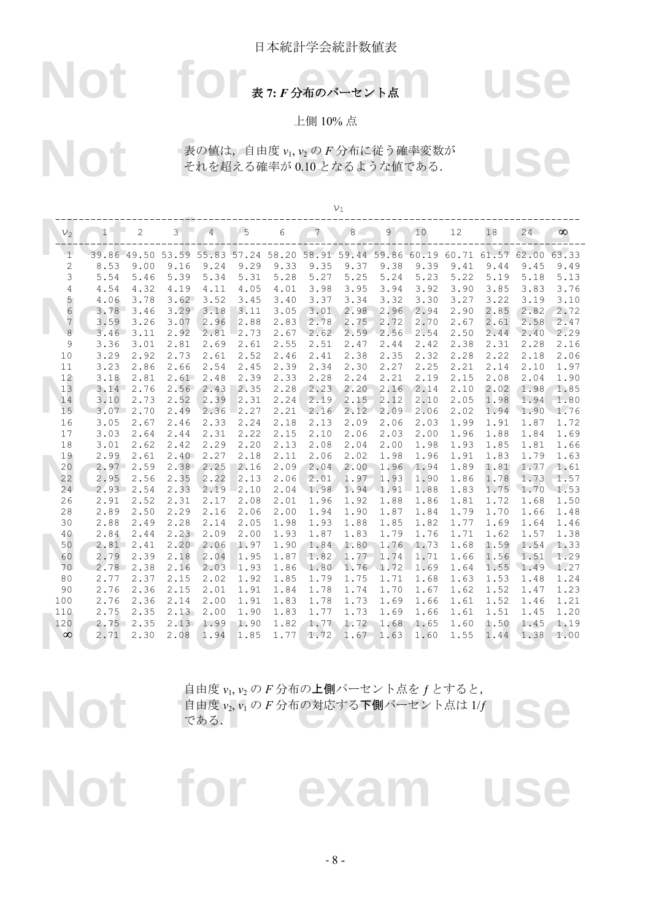日本統計学会統計数値表

# 表 7: $F$ 分布のパーセント点

上側 10% 点

表の値は，自由度 $\nu_1, \nu_2$ の $F$ 分布に従う確率変数がそれを超える確率が 0.10 となるような値である．

| $\nu_2$ \ $\nu_1$ | 1 | 2 | 3 | 4 | 5 | 6 | 7 | 8 | 9 | 10 | 12 | 18 | 24 | $\infty$ |
|---|---|---|---|---|---|---|---|---|---|---|---|---|---|---|
| 1 | 39.86 | 49.50 | 53.59 | 55.83 | 57.24 | 58.20 | 58.91 | 59.44 | 59.86 | 60.19 | 60.71 | 61.57 | 62.00 | 63.33 |
| 2 | 8.53 | 9.00 | 9.16 | 9.24 | 9.29 | 9.33 | 9.35 | 9.37 | 9.38 | 9.39 | 9.41 | 9.44 | 9.45 | 9.49 |
| 3 | 5.54 | 5.46 | 5.39 | 5.34 | 5.31 | 5.28 | 5.27 | 5.25 | 5.24 | 5.23 | 5.22 | 5.19 | 5.18 | 5.13 |
| 4 | 4.54 | 4.32 | 4.19 | 4.11 | 4.05 | 4.01 | 3.98 | 3.95 | 3.94 | 3.92 | 3.90 | 3.85 | 3.83 | 3.76 |
| 5 | 4.06 | 3.78 | 3.62 | 3.52 | 3.45 | 3.40 | 3.37 | 3.34 | 3.32 | 3.30 | 3.27 | 3.22 | 3.19 | 3.10 |
| 6 | 3.78 | 3.46 | 3.29 | 3.18 | 3.11 | 3.05 | 3.01 | 2.98 | 2.96 | 2.94 | 2.90 | 2.85 | 2.82 | 2.72 |
| 7 | 3.59 | 3.26 | 3.07 | 2.96 | 2.88 | 2.83 | 2.78 | 2.75 | 2.72 | 2.70 | 2.67 | 2.61 | 2.58 | 2.47 |
| 8 | 3.46 | 3.11 | 2.92 | 2.81 | 2.73 | 2.67 | 2.62 | 2.59 | 2.56 | 2.54 | 2.50 | 2.44 | 2.40 | 2.29 |
| 9 | 3.36 | 3.01 | 2.81 | 2.69 | 2.61 | 2.55 | 2.51 | 2.47 | 2.44 | 2.42 | 2.38 | 2.31 | 2.28 | 2.16 |
| 10 | 3.29 | 2.92 | 2.73 | 2.61 | 2.52 | 2.46 | 2.41 | 2.38 | 2.35 | 2.32 | 2.28 | 2.22 | 2.18 | 2.06 |
| 11 | 3.23 | 2.86 | 2.66 | 2.54 | 2.45 | 2.39 | 2.34 | 2.30 | 2.27 | 2.25 | 2.21 | 2.14 | 2.10 | 1.97 |
| 12 | 3.18 | 2.81 | 2.61 | 2.48 | 2.39 | 2.33 | 2.28 | 2.24 | 2.21 | 2.19 | 2.15 | 2.08 | 2.04 | 1.90 |
| 13 | 3.14 | 2.76 | 2.56 | 2.43 | 2.35 | 2.28 | 2.23 | 2.20 | 2.16 | 2.14 | 2.10 | 2.02 | 1.98 | 1.85 |
| 14 | 3.10 | 2.73 | 2.52 | 2.39 | 2.31 | 2.24 | 2.19 | 2.15 | 2.12 | 2.10 | 2.05 | 1.98 | 1.94 | 1.80 |
| 15 | 3.07 | 2.70 | 2.49 | 2.36 | 2.27 | 2.21 | 2.16 | 2.12 | 2.09 | 2.06 | 2.02 | 1.94 | 1.90 | 1.76 |
| 16 | 3.05 | 2.67 | 2.46 | 2.33 | 2.24 | 2.18 | 2.13 | 2.09 | 2.06 | 2.03 | 1.99 | 1.91 | 1.87 | 1.72 |
| 17 | 3.03 | 2.64 | 2.44 | 2.31 | 2.22 | 2.15 | 2.10 | 2.06 | 2.03 | 2.00 | 1.96 | 1.88 | 1.84 | 1.69 |
| 18 | 3.01 | 2.62 | 2.42 | 2.29 | 2.20 | 2.13 | 2.08 | 2.04 | 2.00 | 1.98 | 1.93 | 1.85 | 1.81 | 1.66 |
| 19 | 2.99 | 2.61 | 2.40 | 2.27 | 2.18 | 2.11 | 2.06 | 2.02 | 1.98 | 1.96 | 1.91 | 1.83 | 1.79 | 1.63 |
| 20 | 2.97 | 2.59 | 2.38 | 2.25 | 2.16 | 2.09 | 2.04 | 2.00 | 1.96 | 1.94 | 1.89 | 1.81 | 1.77 | 1.61 |
| 22 | 2.95 | 2.56 | 2.35 | 2.22 | 2.13 | 2.06 | 2.01 | 1.97 | 1.93 | 1.90 | 1.86 | 1.78 | 1.73 | 1.57 |
| 24 | 2.93 | 2.54 | 2.33 | 2.19 | 2.10 | 2.04 | 1.98 | 1.94 | 1.91 | 1.88 | 1.83 | 1.75 | 1.70 | 1.53 |
| 26 | 2.91 | 2.52 | 2.31 | 2.17 | 2.08 | 2.01 | 1.96 | 1.92 | 1.88 | 1.86 | 1.81 | 1.72 | 1.68 | 1.50 |
| 28 | 2.89 | 2.50 | 2.29 | 2.16 | 2.06 | 2.00 | 1.94 | 1.90 | 1.87 | 1.84 | 1.79 | 1.70 | 1.66 | 1.48 |
| 30 | 2.88 | 2.49 | 2.28 | 2.14 | 2.05 | 1.98 | 1.93 | 1.88 | 1.85 | 1.82 | 1.77 | 1.69 | 1.64 | 1.46 |
| 40 | 2.84 | 2.44 | 2.23 | 2.09 | 2.00 | 1.93 | 1.87 | 1.83 | 1.79 | 1.76 | 1.71 | 1.62 | 1.57 | 1.38 |
| 50 | 2.81 | 2.41 | 2.20 | 2.06 | 1.97 | 1.90 | 1.84 | 1.80 | 1.76 | 1.73 | 1.68 | 1.59 | 1.54 | 1.33 |
| 60 | 2.79 | 2.39 | 2.18 | 2.04 | 1.95 | 1.87 | 1.82 | 1.77 | 1.74 | 1.71 | 1.66 | 1.56 | 1.51 | 1.29 |
| 70 | 2.78 | 2.38 | 2.16 | 2.03 | 1.93 | 1.86 | 1.80 | 1.76 | 1.72 | 1.69 | 1.64 | 1.55 | 1.49 | 1.27 |
| 80 | 2.77 | 2.37 | 2.15 | 2.02 | 1.92 | 1.85 | 1.79 | 1.75 | 1.71 | 1.68 | 1.63 | 1.53 | 1.48 | 1.24 |
| 90 | 2.76 | 2.36 | 2.15 | 2.01 | 1.91 | 1.84 | 1.78 | 1.74 | 1.70 | 1.67 | 1.62 | 1.52 | 1.47 | 1.23 |
| 100 | 2.76 | 2.36 | 2.14 | 2.00 | 1.91 | 1.83 | 1.78 | 1.73 | 1.69 | 1.66 | 1.61 | 1.52 | 1.46 | 1.21 |
| 110 | 2.75 | 2.35 | 2.13 | 2.00 | 1.90 | 1.83 | 1.77 | 1.73 | 1.69 | 1.66 | 1.61 | 1.51 | 1.45 | 1.20 |
| 120 | 2.75 | 2.35 | 2.13 | 1.99 | 1.90 | 1.82 | 1.77 | 1.72 | 1.68 | 1.65 | 1.60 | 1.50 | 1.45 | 1.19 |
| $\infty$ | 2.71 | 2.30 | 2.08 | 1.94 | 1.85 | 1.77 | 1.72 | 1.67 | 1.63 | 1.60 | 1.55 | 1.44 | 1.38 | 1.00 |

自由度 $\nu_1, \nu_2$ の $F$ 分布の**上側**パーセント点を $f$ とすると，自由度 $\nu_2, \nu_1$ の $F$ 分布の対応する**下側**パーセント点は $1/f$ である．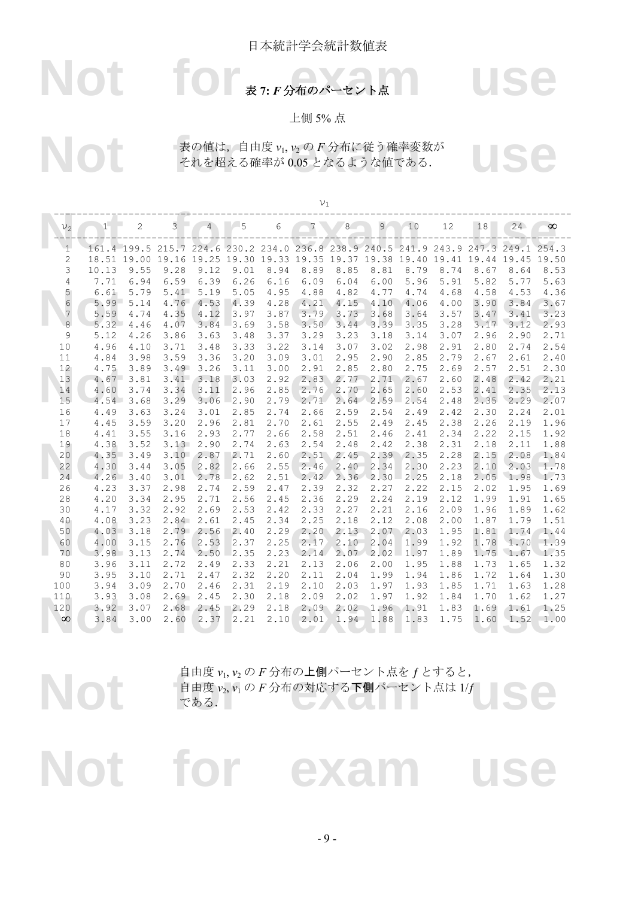日本統計学会統計数値表

# 表 7: $F$ 分布のパーセント点

上側 5% 点

表の値は，自由度 $\nu_1, \nu_2$ の $F$ 分布に従う確率変数がそれを超える確率が 0.05 となるような値である．

| $\nu_2$ \ $\nu_1$ | 1 | 2 | 3 | 4 | 5 | 6 | 7 | 8 | 9 | 10 | 12 | 18 | 24 | $\infty$ |
|---|---|---|---|---|---|---|---|---|---|---|---|---|---|---|
| 1 | 161.4 | 199.5 | 215.7 | 224.6 | 230.2 | 234.0 | 236.8 | 238.9 | 240.5 | 241.9 | 243.9 | 247.3 | 249.1 | 254.3 |
| 2 | 18.51 | 19.00 | 19.16 | 19.25 | 19.30 | 19.33 | 19.35 | 19.37 | 19.38 | 19.40 | 19.41 | 19.44 | 19.45 | 19.50 |
| 3 | 10.13 | 9.55 | 9.28 | 9.12 | 9.01 | 8.94 | 8.89 | 8.85 | 8.81 | 8.79 | 8.74 | 8.67 | 8.64 | 8.53 |
| 4 | 7.71 | 6.94 | 6.59 | 6.39 | 6.26 | 6.16 | 6.09 | 6.04 | 6.00 | 5.96 | 5.91 | 5.82 | 5.77 | 5.63 |
| 5 | 6.61 | 5.79 | 5.41 | 5.19 | 5.05 | 4.95 | 4.88 | 4.82 | 4.77 | 4.74 | 4.68 | 4.58 | 4.53 | 4.36 |
| 6 | 5.99 | 5.14 | 4.76 | 4.53 | 4.39 | 4.28 | 4.21 | 4.15 | 4.10 | 4.06 | 4.00 | 3.90 | 3.84 | 3.67 |
| 7 | 5.59 | 4.74 | 4.35 | 4.12 | 3.97 | 3.87 | 3.79 | 3.73 | 3.68 | 3.64 | 3.57 | 3.47 | 3.41 | 3.23 |
| 8 | 5.32 | 4.46 | 4.07 | 3.84 | 3.69 | 3.58 | 3.50 | 3.44 | 3.39 | 3.35 | 3.28 | 3.17 | 3.12 | 2.93 |
| 9 | 5.12 | 4.26 | 3.86 | 3.63 | 3.48 | 3.37 | 3.29 | 3.23 | 3.18 | 3.14 | 3.07 | 2.96 | 2.90 | 2.71 |
| 10 | 4.96 | 4.10 | 3.71 | 3.48 | 3.33 | 3.22 | 3.14 | 3.07 | 3.02 | 2.98 | 2.91 | 2.80 | 2.74 | 2.54 |
| 11 | 4.84 | 3.98 | 3.59 | 3.36 | 3.20 | 3.09 | 3.01 | 2.95 | 2.90 | 2.85 | 2.79 | 2.67 | 2.61 | 2.40 |
| 12 | 4.75 | 3.89 | 3.49 | 3.26 | 3.11 | 3.00 | 2.91 | 2.85 | 2.80 | 2.75 | 2.69 | 2.57 | 2.51 | 2.30 |
| 13 | 4.67 | 3.81 | 3.41 | 3.18 | 3.03 | 2.92 | 2.83 | 2.77 | 2.71 | 2.67 | 2.60 | 2.48 | 2.42 | 2.21 |
| 14 | 4.60 | 3.74 | 3.34 | 3.11 | 2.96 | 2.85 | 2.76 | 2.70 | 2.65 | 2.60 | 2.53 | 2.41 | 2.35 | 2.13 |
| 15 | 4.54 | 3.68 | 3.29 | 3.06 | 2.90 | 2.79 | 2.71 | 2.64 | 2.59 | 2.54 | 2.48 | 2.35 | 2.29 | 2.07 |
| 16 | 4.49 | 3.63 | 3.24 | 3.01 | 2.85 | 2.74 | 2.66 | 2.59 | 2.54 | 2.49 | 2.42 | 2.30 | 2.24 | 2.01 |
| 17 | 4.45 | 3.59 | 3.20 | 2.96 | 2.81 | 2.70 | 2.61 | 2.55 | 2.49 | 2.45 | 2.38 | 2.26 | 2.19 | 1.96 |
| 18 | 4.41 | 3.55 | 3.16 | 2.93 | 2.77 | 2.66 | 2.58 | 2.51 | 2.46 | 2.41 | 2.34 | 2.22 | 2.15 | 1.92 |
| 19 | 4.38 | 3.52 | 3.13 | 2.90 | 2.74 | 2.63 | 2.54 | 2.48 | 2.42 | 2.38 | 2.31 | 2.18 | 2.11 | 1.88 |
| 20 | 4.35 | 3.49 | 3.10 | 2.87 | 2.71 | 2.60 | 2.51 | 2.45 | 2.39 | 2.35 | 2.28 | 2.15 | 2.08 | 1.84 |
| 22 | 4.30 | 3.44 | 3.05 | 2.82 | 2.66 | 2.55 | 2.46 | 2.40 | 2.34 | 2.30 | 2.23 | 2.10 | 2.03 | 1.78 |
| 24 | 4.26 | 3.40 | 3.01 | 2.78 | 2.62 | 2.51 | 2.42 | 2.36 | 2.30 | 2.25 | 2.18 | 2.05 | 1.98 | 1.73 |
| 26 | 4.23 | 3.37 | 2.98 | 2.74 | 2.59 | 2.47 | 2.39 | 2.32 | 2.27 | 2.22 | 2.15 | 2.02 | 1.95 | 1.69 |
| 28 | 4.20 | 3.34 | 2.95 | 2.71 | 2.56 | 2.45 | 2.36 | 2.29 | 2.24 | 2.19 | 2.12 | 1.99 | 1.91 | 1.65 |
| 30 | 4.17 | 3.32 | 2.92 | 2.69 | 2.53 | 2.42 | 2.33 | 2.27 | 2.21 | 2.16 | 2.09 | 1.96 | 1.89 | 1.62 |
| 40 | 4.08 | 3.23 | 2.84 | 2.61 | 2.45 | 2.34 | 2.25 | 2.18 | 2.12 | 2.08 | 2.00 | 1.87 | 1.79 | 1.51 |
| 50 | 4.03 | 3.18 | 2.79 | 2.56 | 2.40 | 2.29 | 2.20 | 2.13 | 2.07 | 2.03 | 1.95 | 1.81 | 1.74 | 1.44 |
| 60 | 4.00 | 3.15 | 2.76 | 2.53 | 2.37 | 2.25 | 2.17 | 2.10 | 2.04 | 1.99 | 1.92 | 1.78 | 1.70 | 1.39 |
| 70 | 3.98 | 3.13 | 2.74 | 2.50 | 2.35 | 2.23 | 2.14 | 2.07 | 2.02 | 1.97 | 1.89 | 1.75 | 1.67 | 1.35 |
| 80 | 3.96 | 3.11 | 2.72 | 2.49 | 2.33 | 2.21 | 2.13 | 2.06 | 2.00 | 1.95 | 1.88 | 1.73 | 1.65 | 1.32 |
| 90 | 3.95 | 3.10 | 2.71 | 2.47 | 2.32 | 2.20 | 2.11 | 2.04 | 1.99 | 1.94 | 1.86 | 1.72 | 1.64 | 1.30 |
| 100 | 3.94 | 3.09 | 2.70 | 2.46 | 2.31 | 2.19 | 2.10 | 2.03 | 1.97 | 1.93 | 1.85 | 1.71 | 1.63 | 1.28 |
| 110 | 3.93 | 3.08 | 2.69 | 2.45 | 2.30 | 2.18 | 2.09 | 2.02 | 1.97 | 1.92 | 1.84 | 1.70 | 1.62 | 1.27 |
| 120 | 3.92 | 3.07 | 2.68 | 2.45 | 2.29 | 2.18 | 2.09 | 2.02 | 1.96 | 1.91 | 1.83 | 1.69 | 1.61 | 1.25 |
| $\infty$ | 3.84 | 3.00 | 2.60 | 2.37 | 2.21 | 2.10 | 2.01 | 1.94 | 1.88 | 1.83 | 1.75 | 1.60 | 1.52 | 1.00 |

自由度 $\nu_1, \nu_2$ の $F$ 分布の**上側**パーセント点を $f$ とすると，自由度 $\nu_2, \nu_1$ の $F$ 分布の対応する**下側**パーセント点は $1/f$ である．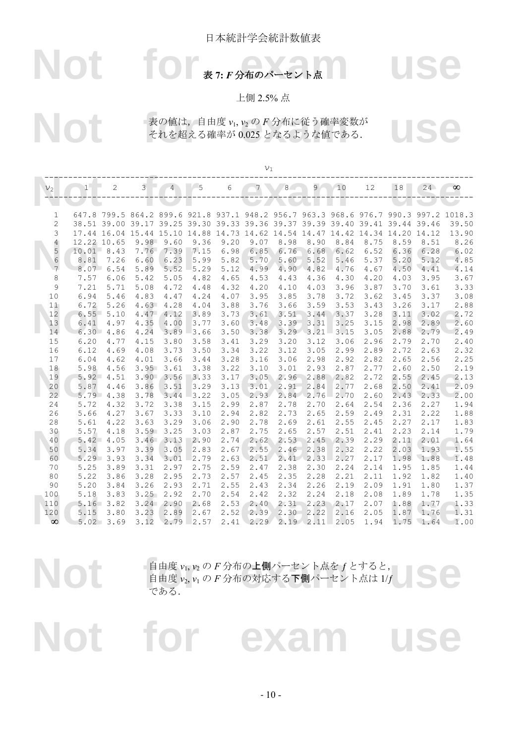日本統計学会統計数値表

# 表 7: $F$ 分布のパーセント点

上側 2.5% 点

表の値は，自由度 $\nu_1, \nu_2$ の $F$ 分布に従う確率変数がそれを超える確率が 0.025 となるような値である．

| $\nu_2$ \ $\nu_1$ | 1 | 2 | 3 | 4 | 5 | 6 | 7 | 8 | 9 | 10 | 12 | 18 | 24 | $\infty$ |
|---|---|---|---|---|---|---|---|---|---|---|---|---|---|---|
| 1 | 647.8 | 799.5 | 864.2 | 899.6 | 921.8 | 937.1 | 948.2 | 956.7 | 963.3 | 968.6 | 976.7 | 990.3 | 997.2 | 1018.3 |
| 2 | 38.51 | 39.00 | 39.17 | 39.25 | 39.30 | 39.33 | 39.36 | 39.37 | 39.39 | 39.40 | 39.41 | 39.44 | 39.46 | 39.50 |
| 3 | 17.44 | 16.04 | 15.44 | 15.10 | 14.88 | 14.73 | 14.62 | 14.54 | 14.47 | 14.42 | 14.34 | 14.20 | 14.12 | 13.90 |
| 4 | 12.22 | 10.65 | 9.98 | 9.60 | 9.36 | 9.20 | 9.07 | 8.98 | 8.90 | 8.84 | 8.75 | 8.59 | 8.51 | 8.26 |
| 5 | 10.01 | 8.43 | 7.76 | 7.39 | 7.15 | 6.98 | 6.85 | 6.76 | 6.68 | 6.62 | 6.52 | 6.36 | 6.28 | 6.02 |
| 6 | 8.81 | 7.26 | 6.60 | 6.23 | 5.99 | 5.82 | 5.70 | 5.60 | 5.52 | 5.46 | 5.37 | 5.20 | 5.12 | 4.85 |
| 7 | 8.07 | 6.54 | 5.89 | 5.52 | 5.29 | 5.12 | 4.99 | 4.90 | 4.82 | 4.76 | 4.67 | 4.50 | 4.41 | 4.14 |
| 8 | 7.57 | 6.06 | 5.42 | 5.05 | 4.82 | 4.65 | 4.53 | 4.43 | 4.36 | 4.30 | 4.20 | 4.03 | 3.95 | 3.67 |
| 9 | 7.21 | 5.71 | 5.08 | 4.72 | 4.48 | 4.32 | 4.20 | 4.10 | 4.03 | 3.96 | 3.87 | 3.70 | 3.61 | 3.33 |
| 10 | 6.94 | 5.46 | 4.83 | 4.47 | 4.24 | 4.07 | 3.95 | 3.85 | 3.78 | 3.72 | 3.62 | 3.45 | 3.37 | 3.08 |
| 11 | 6.72 | 5.26 | 4.63 | 4.28 | 4.04 | 3.88 | 3.76 | 3.66 | 3.59 | 3.53 | 3.43 | 3.26 | 3.17 | 2.88 |
| 12 | 6.55 | 5.10 | 4.47 | 4.12 | 3.89 | 3.73 | 3.61 | 3.51 | 3.44 | 3.37 | 3.28 | 3.11 | 3.02 | 2.72 |
| 13 | 6.41 | 4.97 | 4.35 | 4.00 | 3.77 | 3.60 | 3.48 | 3.39 | 3.31 | 3.25 | 3.15 | 2.98 | 2.89 | 2.60 |
| 14 | 6.30 | 4.86 | 4.24 | 3.89 | 3.66 | 3.50 | 3.38 | 3.29 | 3.21 | 3.15 | 3.05 | 2.88 | 2.79 | 2.49 |
| 15 | 6.20 | 4.77 | 4.15 | 3.80 | 3.58 | 3.41 | 3.29 | 3.20 | 3.12 | 3.06 | 2.96 | 2.79 | 2.70 | 2.40 |
| 16 | 6.12 | 4.69 | 4.08 | 3.73 | 3.50 | 3.34 | 3.22 | 3.12 | 3.05 | 2.99 | 2.89 | 2.72 | 2.63 | 2.32 |
| 17 | 6.04 | 4.62 | 4.01 | 3.66 | 3.44 | 3.28 | 3.16 | 3.06 | 2.98 | 2.92 | 2.82 | 2.65 | 2.56 | 2.25 |
| 18 | 5.98 | 4.56 | 3.95 | 3.61 | 3.38 | 3.22 | 3.10 | 3.01 | 2.93 | 2.87 | 2.77 | 2.60 | 2.50 | 2.19 |
| 19 | 5.92 | 4.51 | 3.90 | 3.56 | 3.33 | 3.17 | 3.05 | 2.96 | 2.88 | 2.82 | 2.72 | 2.55 | 2.45 | 2.13 |
| 20 | 5.87 | 4.46 | 3.86 | 3.51 | 3.29 | 3.13 | 3.01 | 2.91 | 2.84 | 2.77 | 2.68 | 2.50 | 2.41 | 2.09 |
| 22 | 5.79 | 4.38 | 3.78 | 3.44 | 3.22 | 3.05 | 2.93 | 2.84 | 2.76 | 2.70 | 2.60 | 2.43 | 2.33 | 2.00 |
| 24 | 5.72 | 4.32 | 3.72 | 3.38 | 3.15 | 2.99 | 2.87 | 2.78 | 2.70 | 2.64 | 2.54 | 2.36 | 2.27 | 1.94 |
| 26 | 5.66 | 4.27 | 3.67 | 3.33 | 3.10 | 2.94 | 2.82 | 2.73 | 2.65 | 2.59 | 2.49 | 2.31 | 2.22 | 1.88 |
| 28 | 5.61 | 4.22 | 3.63 | 3.29 | 3.06 | 2.90 | 2.78 | 2.69 | 2.61 | 2.55 | 2.45 | 2.27 | 2.17 | 1.83 |
| 30 | 5.57 | 4.18 | 3.59 | 3.25 | 3.03 | 2.87 | 2.75 | 2.65 | 2.57 | 2.51 | 2.41 | 2.23 | 2.14 | 1.79 |
| 40 | 5.42 | 4.05 | 3.46 | 3.13 | 2.90 | 2.74 | 2.62 | 2.53 | 2.45 | 2.39 | 2.29 | 2.11 | 2.01 | 1.64 |
| 50 | 5.34 | 3.97 | 3.39 | 3.05 | 2.83 | 2.67 | 2.55 | 2.46 | 2.38 | 2.32 | 2.22 | 2.03 | 1.93 | 1.55 |
| 60 | 5.29 | 3.93 | 3.34 | 3.01 | 2.79 | 2.63 | 2.51 | 2.41 | 2.33 | 2.27 | 2.17 | 1.98 | 1.88 | 1.48 |
| 70 | 5.25 | 3.89 | 3.31 | 2.97 | 2.75 | 2.59 | 2.47 | 2.38 | 2.30 | 2.24 | 2.14 | 1.95 | 1.85 | 1.44 |
| 80 | 5.22 | 3.86 | 3.28 | 2.95 | 2.73 | 2.57 | 2.45 | 2.35 | 2.28 | 2.21 | 2.11 | 1.92 | 1.82 | 1.40 |
| 90 | 5.20 | 3.84 | 3.26 | 2.93 | 2.71 | 2.55 | 2.43 | 2.34 | 2.26 | 2.19 | 2.09 | 1.91 | 1.80 | 1.37 |
| 100 | 5.18 | 3.83 | 3.25 | 2.92 | 2.70 | 2.54 | 2.42 | 2.32 | 2.24 | 2.18 | 2.08 | 1.89 | 1.78 | 1.35 |
| 110 | 5.16 | 3.82 | 3.24 | 2.90 | 2.68 | 2.53 | 2.40 | 2.31 | 2.23 | 2.17 | 2.07 | 1.88 | 1.77 | 1.33 |
| 120 | 5.15 | 3.80 | 3.23 | 2.89 | 2.67 | 2.52 | 2.39 | 2.30 | 2.22 | 2.16 | 2.05 | 1.87 | 1.76 | 1.31 |
| $\infty$ | 5.02 | 3.69 | 3.12 | 2.79 | 2.57 | 2.41 | 2.29 | 2.19 | 2.11 | 2.05 | 1.94 | 1.75 | 1.64 | 1.00 |

自由度 $\nu_1, \nu_2$ の $F$ 分布の**上側**パーセント点を $f$ とすると，自由度 $\nu_2, \nu_1$ の $F$ 分布の対応する**下側**パーセント点は $1/f$ である．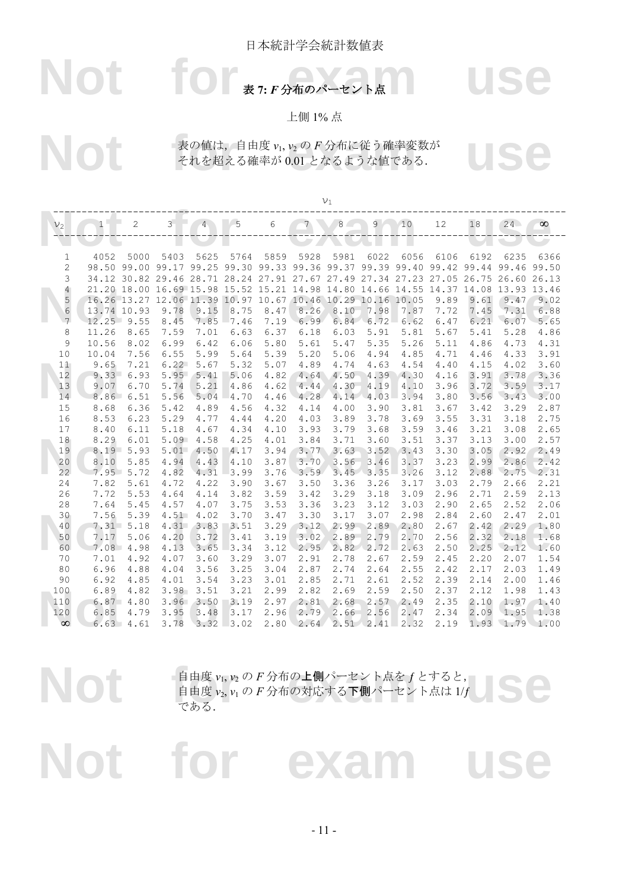# 表 7: $F$ 分布のパーセント点

上側 1% 点

表の値は，自由度 $\nu_1, \nu_2$ の $F$ 分布に従う確率変数がそれを超える確率が 0.01 となるような値である．

| $\nu_2$ \ $\nu_1$ | 1 | 2 | 3 | 4 | 5 | 6 | 7 | 8 | 9 | 10 | 12 | 18 | 24 | $\infty$ |
|---|---|---|---|---|---|---|---|---|---|---|---|---|---|---|
| 1 | 4052 | 5000 | 5403 | 5625 | 5764 | 5859 | 5928 | 5981 | 6022 | 6056 | 6106 | 6192 | 6235 | 6366 |
| 2 | 98.50 | 99.00 | 99.17 | 99.25 | 99.30 | 99.33 | 99.36 | 99.37 | 99.39 | 99.40 | 99.42 | 99.44 | 99.46 | 99.50 |
| 3 | 34.12 | 30.82 | 29.46 | 28.71 | 28.24 | 27.91 | 27.67 | 27.49 | 27.34 | 27.23 | 27.05 | 26.75 | 26.60 | 26.13 |
| 4 | 21.20 | 18.00 | 16.69 | 15.98 | 15.52 | 15.21 | 14.98 | 14.80 | 14.66 | 14.55 | 14.37 | 14.08 | 13.93 | 13.46 |
| 5 | 16.26 | 13.27 | 12.06 | 11.39 | 10.97 | 10.67 | 10.46 | 10.29 | 10.16 | 10.05 | 9.89 | 9.61 | 9.47 | 9.02 |
| 6 | 13.74 | 10.93 | 9.78 | 9.15 | 8.75 | 8.47 | 8.26 | 8.10 | 7.98 | 7.87 | 7.72 | 7.45 | 7.31 | 6.88 |
| 7 | 12.25 | 9.55 | 8.45 | 7.85 | 7.46 | 7.19 | 6.99 | 6.84 | 6.72 | 6.62 | 6.47 | 6.21 | 6.07 | 5.65 |
| 8 | 11.26 | 8.65 | 7.59 | 7.01 | 6.63 | 6.37 | 6.18 | 6.03 | 5.91 | 5.81 | 5.67 | 5.41 | 5.28 | 4.86 |
| 9 | 10.56 | 8.02 | 6.99 | 6.42 | 6.06 | 5.80 | 5.61 | 5.47 | 5.35 | 5.26 | 5.11 | 4.86 | 4.73 | 4.31 |
| 10 | 10.04 | 7.56 | 6.55 | 5.99 | 5.64 | 5.39 | 5.20 | 5.06 | 4.94 | 4.85 | 4.71 | 4.46 | 4.33 | 3.91 |
| 11 | 9.65 | 7.21 | 6.22 | 5.67 | 5.32 | 5.07 | 4.89 | 4.74 | 4.63 | 4.54 | 4.40 | 4.15 | 4.02 | 3.60 |
| 12 | 9.33 | 6.93 | 5.95 | 5.41 | 5.06 | 4.82 | 4.64 | 4.50 | 4.39 | 4.30 | 4.16 | 3.91 | 3.78 | 3.36 |
| 13 | 9.07 | 6.70 | 5.74 | 5.21 | 4.86 | 4.62 | 4.44 | 4.30 | 4.19 | 4.10 | 3.96 | 3.72 | 3.59 | 3.17 |
| 14 | 8.86 | 6.51 | 5.56 | 5.04 | 4.70 | 4.46 | 4.28 | 4.14 | 4.03 | 3.94 | 3.80 | 3.56 | 3.43 | 3.00 |
| 15 | 8.68 | 6.36 | 5.42 | 4.89 | 4.56 | 4.32 | 4.14 | 4.00 | 3.90 | 3.81 | 3.67 | 3.42 | 3.29 | 2.87 |
| 16 | 8.53 | 6.23 | 5.29 | 4.77 | 4.44 | 4.20 | 4.03 | 3.89 | 3.78 | 3.69 | 3.55 | 3.31 | 3.18 | 2.75 |
| 17 | 8.40 | 6.11 | 5.18 | 4.67 | 4.34 | 4.10 | 3.93 | 3.79 | 3.68 | 3.59 | 3.46 | 3.21 | 3.08 | 2.65 |
| 18 | 8.29 | 6.01 | 5.09 | 4.58 | 4.25 | 4.01 | 3.84 | 3.71 | 3.60 | 3.51 | 3.37 | 3.13 | 3.00 | 2.57 |
| 19 | 8.19 | 5.93 | 5.01 | 4.50 | 4.17 | 3.94 | 3.77 | 3.63 | 3.52 | 3.43 | 3.30 | 3.05 | 2.92 | 2.49 |
| 20 | 8.10 | 5.85 | 4.94 | 4.43 | 4.10 | 3.87 | 3.70 | 3.56 | 3.46 | 3.37 | 3.23 | 2.99 | 2.86 | 2.42 |
| 22 | 7.95 | 5.72 | 4.82 | 4.31 | 3.99 | 3.76 | 3.59 | 3.45 | 3.35 | 3.26 | 3.12 | 2.88 | 2.75 | 2.31 |
| 24 | 7.82 | 5.61 | 4.72 | 4.22 | 3.90 | 3.67 | 3.50 | 3.36 | 3.26 | 3.17 | 3.03 | 2.79 | 2.66 | 2.21 |
| 26 | 7.72 | 5.53 | 4.64 | 4.14 | 3.82 | 3.59 | 3.42 | 3.29 | 3.18 | 3.09 | 2.96 | 2.71 | 2.59 | 2.13 |
| 28 | 7.64 | 5.45 | 4.57 | 4.07 | 3.75 | 3.53 | 3.36 | 3.23 | 3.12 | 3.03 | 2.90 | 2.65 | 2.52 | 2.06 |
| 30 | 7.56 | 5.39 | 4.51 | 4.02 | 3.70 | 3.47 | 3.30 | 3.17 | 3.07 | 2.98 | 2.84 | 2.60 | 2.47 | 2.01 |
| 40 | 7.31 | 5.18 | 4.31 | 3.83 | 3.51 | 3.29 | 3.12 | 2.99 | 2.89 | 2.80 | 2.67 | 2.42 | 2.29 | 1.80 |
| 50 | 7.17 | 5.06 | 4.20 | 3.72 | 3.41 | 3.19 | 3.02 | 2.89 | 2.79 | 2.70 | 2.56 | 2.32 | 2.18 | 1.68 |
| 60 | 7.08 | 4.98 | 4.13 | 3.65 | 3.34 | 3.12 | 2.95 | 2.82 | 2.72 | 2.63 | 2.50 | 2.25 | 2.12 | 1.60 |
| 70 | 7.01 | 4.92 | 4.07 | 3.60 | 3.29 | 3.07 | 2.91 | 2.78 | 2.67 | 2.59 | 2.45 | 2.20 | 2.07 | 1.54 |
| 80 | 6.96 | 4.88 | 4.04 | 3.56 | 3.25 | 3.04 | 2.87 | 2.74 | 2.64 | 2.55 | 2.42 | 2.17 | 2.03 | 1.49 |
| 90 | 6.92 | 4.85 | 4.01 | 3.54 | 3.23 | 3.01 | 2.85 | 2.71 | 2.61 | 2.52 | 2.39 | 2.14 | 2.00 | 1.46 |
| 100 | 6.89 | 4.82 | 3.98 | 3.51 | 3.21 | 2.99 | 2.82 | 2.69 | 2.59 | 2.50 | 2.37 | 2.12 | 1.98 | 1.43 |
| 110 | 6.87 | 4.80 | 3.96 | 3.50 | 3.19 | 2.97 | 2.81 | 2.68 | 2.57 | 2.49 | 2.35 | 2.10 | 1.97 | 1.40 |
| 120 | 6.85 | 4.79 | 3.95 | 3.48 | 3.17 | 2.96 | 2.79 | 2.66 | 2.56 | 2.47 | 2.34 | 2.09 | 1.95 | 1.38 |
| $\infty$ | 6.63 | 4.61 | 3.78 | 3.32 | 3.02 | 2.80 | 2.64 | 2.51 | 2.41 | 2.32 | 2.19 | 1.93 | 1.79 | 1.00 |

自由度 $\nu_1, \nu_2$ の $F$ 分布の**上側**パーセント点を $f$ とすると，自由度 $\nu_2, \nu_1$ の $F$ 分布の対応する**下側**パーセント点は $1/f$ である．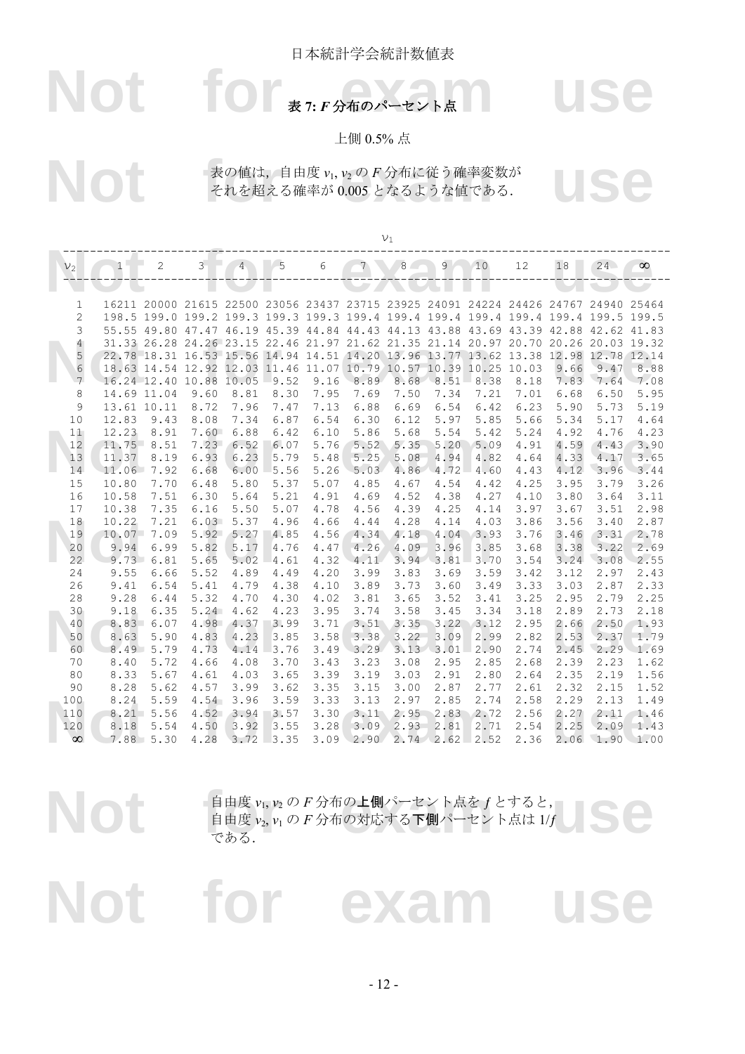日本統計学会統計数値表

# 表 7: $F$ 分布のパーセント点

上側 0.5% 点

表の値は，自由度 $\nu_1, \nu_2$ の $F$ 分布に従う確率変数がそれを超える確率が 0.005 となるような値である．

| $\nu_2$ \ $\nu_1$ | 1 | 2 | 3 | 4 | 5 | 6 | 7 | 8 | 9 | 10 | 12 | 18 | 24 | ∞ |
|---|---|---|---|---|---|---|---|---|---|---|---|---|---|---|
| 1 | 16211 | 20000 | 21615 | 22500 | 23056 | 23437 | 23715 | 23925 | 24091 | 24224 | 24426 | 24767 | 24940 | 25464 |
| 2 | 198.5 | 199.0 | 199.2 | 199.3 | 199.3 | 199.3 | 199.4 | 199.4 | 199.4 | 199.4 | 199.4 | 199.4 | 199.5 | 199.5 |
| 3 | 55.55 | 49.80 | 47.47 | 46.19 | 45.39 | 44.84 | 44.43 | 44.13 | 43.88 | 43.69 | 43.39 | 42.88 | 42.62 | 41.83 |
| 4 | 31.33 | 26.28 | 24.26 | 23.15 | 22.46 | 21.97 | 21.62 | 21.35 | 21.14 | 20.97 | 20.70 | 20.26 | 20.03 | 19.32 |
| 5 | 22.78 | 18.31 | 16.53 | 15.56 | 14.94 | 14.51 | 14.20 | 13.96 | 13.77 | 13.62 | 13.38 | 12.98 | 12.78 | 12.14 |
| 6 | 18.63 | 14.54 | 12.92 | 12.03 | 11.46 | 11.07 | 10.79 | 10.57 | 10.39 | 10.25 | 10.03 | 9.66 | 9.47 | 8.88 |
| 7 | 16.24 | 12.40 | 10.88 | 10.05 | 9.52 | 9.16 | 8.89 | 8.68 | 8.51 | 8.38 | 8.18 | 7.83 | 7.64 | 7.08 |
| 8 | 14.69 | 11.04 | 9.60 | 8.81 | 8.30 | 7.95 | 7.69 | 7.50 | 7.34 | 7.21 | 7.01 | 6.68 | 6.50 | 5.95 |
| 9 | 13.61 | 10.11 | 8.72 | 7.96 | 7.47 | 7.13 | 6.88 | 6.69 | 6.54 | 6.42 | 6.23 | 5.90 | 5.73 | 5.19 |
| 10 | 12.83 | 9.43 | 8.08 | 7.34 | 6.87 | 6.54 | 6.30 | 6.12 | 5.97 | 5.85 | 5.66 | 5.34 | 5.17 | 4.64 |
| 11 | 12.23 | 8.91 | 7.60 | 6.88 | 6.42 | 6.10 | 5.86 | 5.68 | 5.54 | 5.42 | 5.24 | 4.92 | 4.76 | 4.23 |
| 12 | 11.75 | 8.51 | 7.23 | 6.52 | 6.07 | 5.76 | 5.52 | 5.35 | 5.20 | 5.09 | 4.91 | 4.59 | 4.43 | 3.90 |
| 13 | 11.37 | 8.19 | 6.93 | 6.23 | 5.79 | 5.48 | 5.25 | 5.08 | 4.94 | 4.82 | 4.64 | 4.33 | 4.17 | 3.65 |
| 14 | 11.06 | 7.92 | 6.68 | 6.00 | 5.56 | 5.26 | 5.03 | 4.86 | 4.72 | 4.60 | 4.43 | 4.12 | 3.96 | 3.44 |
| 15 | 10.80 | 7.70 | 6.48 | 5.80 | 5.37 | 5.07 | 4.85 | 4.67 | 4.54 | 4.42 | 4.25 | 3.95 | 3.79 | 3.26 |
| 16 | 10.58 | 7.51 | 6.30 | 5.64 | 5.21 | 4.91 | 4.69 | 4.52 | 4.38 | 4.27 | 4.10 | 3.80 | 3.64 | 3.11 |
| 17 | 10.38 | 7.35 | 6.16 | 5.50 | 5.07 | 4.78 | 4.56 | 4.39 | 4.25 | 4.14 | 3.97 | 3.67 | 3.51 | 2.98 |
| 18 | 10.22 | 7.21 | 6.03 | 5.37 | 4.96 | 4.66 | 4.44 | 4.28 | 4.14 | 4.03 | 3.86 | 3.56 | 3.40 | 2.87 |
| 19 | 10.07 | 7.09 | 5.92 | 5.27 | 4.85 | 4.56 | 4.34 | 4.18 | 4.04 | 3.93 | 3.76 | 3.46 | 3.31 | 2.78 |
| 20 | 9.94 | 6.99 | 5.82 | 5.17 | 4.76 | 4.47 | 4.26 | 4.09 | 3.96 | 3.85 | 3.68 | 3.38 | 3.22 | 2.69 |
| 22 | 9.73 | 6.81 | 5.65 | 5.02 | 4.61 | 4.32 | 4.11 | 3.94 | 3.81 | 3.70 | 3.54 | 3.24 | 3.08 | 2.55 |
| 24 | 9.55 | 6.66 | 5.52 | 4.89 | 4.49 | 4.20 | 3.99 | 3.83 | 3.69 | 3.59 | 3.42 | 3.12 | 2.97 | 2.43 |
| 26 | 9.41 | 6.54 | 5.41 | 4.79 | 4.38 | 4.10 | 3.89 | 3.73 | 3.60 | 3.49 | 3.33 | 3.03 | 2.87 | 2.33 |
| 28 | 9.28 | 6.44 | 5.32 | 4.70 | 4.30 | 4.02 | 3.81 | 3.65 | 3.52 | 3.41 | 3.25 | 2.95 | 2.79 | 2.25 |
| 30 | 9.18 | 6.35 | 5.24 | 4.62 | 4.23 | 3.95 | 3.74 | 3.58 | 3.45 | 3.34 | 3.18 | 2.89 | 2.73 | 2.18 |
| 40 | 8.83 | 6.07 | 4.98 | 4.37 | 3.99 | 3.71 | 3.51 | 3.35 | 3.22 | 3.12 | 2.95 | 2.66 | 2.50 | 1.93 |
| 50 | 8.63 | 5.90 | 4.83 | 4.23 | 3.85 | 3.58 | 3.38 | 3.22 | 3.09 | 2.99 | 2.82 | 2.53 | 2.37 | 1.79 |
| 60 | 8.49 | 5.79 | 4.73 | 4.14 | 3.76 | 3.49 | 3.29 | 3.13 | 3.01 | 2.90 | 2.74 | 2.45 | 2.29 | 1.69 |
| 70 | 8.40 | 5.72 | 4.66 | 4.08 | 3.70 | 3.43 | 3.23 | 3.08 | 2.95 | 2.85 | 2.68 | 2.39 | 2.23 | 1.62 |
| 80 | 8.33 | 5.67 | 4.61 | 4.03 | 3.65 | 3.39 | 3.19 | 3.03 | 2.91 | 2.80 | 2.64 | 2.35 | 2.19 | 1.56 |
| 90 | 8.28 | 5.62 | 4.57 | 3.99 | 3.62 | 3.35 | 3.15 | 3.00 | 2.87 | 2.77 | 2.61 | 2.32 | 2.15 | 1.52 |
| 100 | 8.24 | 5.59 | 4.54 | 3.96 | 3.59 | 3.33 | 3.13 | 2.97 | 2.85 | 2.74 | 2.58 | 2.29 | 2.13 | 1.49 |
| 110 | 8.21 | 5.56 | 4.52 | 3.94 | 3.57 | 3.30 | 3.11 | 2.95 | 2.83 | 2.72 | 2.56 | 2.27 | 2.11 | 1.46 |
| 120 | 8.18 | 5.54 | 4.50 | 3.92 | 3.55 | 3.28 | 3.09 | 2.93 | 2.81 | 2.71 | 2.54 | 2.25 | 2.09 | 1.43 |
| ∞ | 7.88 | 5.30 | 4.28 | 3.72 | 3.35 | 3.09 | 2.90 | 2.74 | 2.62 | 2.52 | 2.36 | 2.06 | 1.90 | 1.00 |

自由度 $\nu_1, \nu_2$ の $F$ 分布の**上側**パーセント点を $f$ とすると，自由度 $\nu_2, \nu_1$ の $F$ 分布の対応する**下側**パーセント点は $1/f$ である．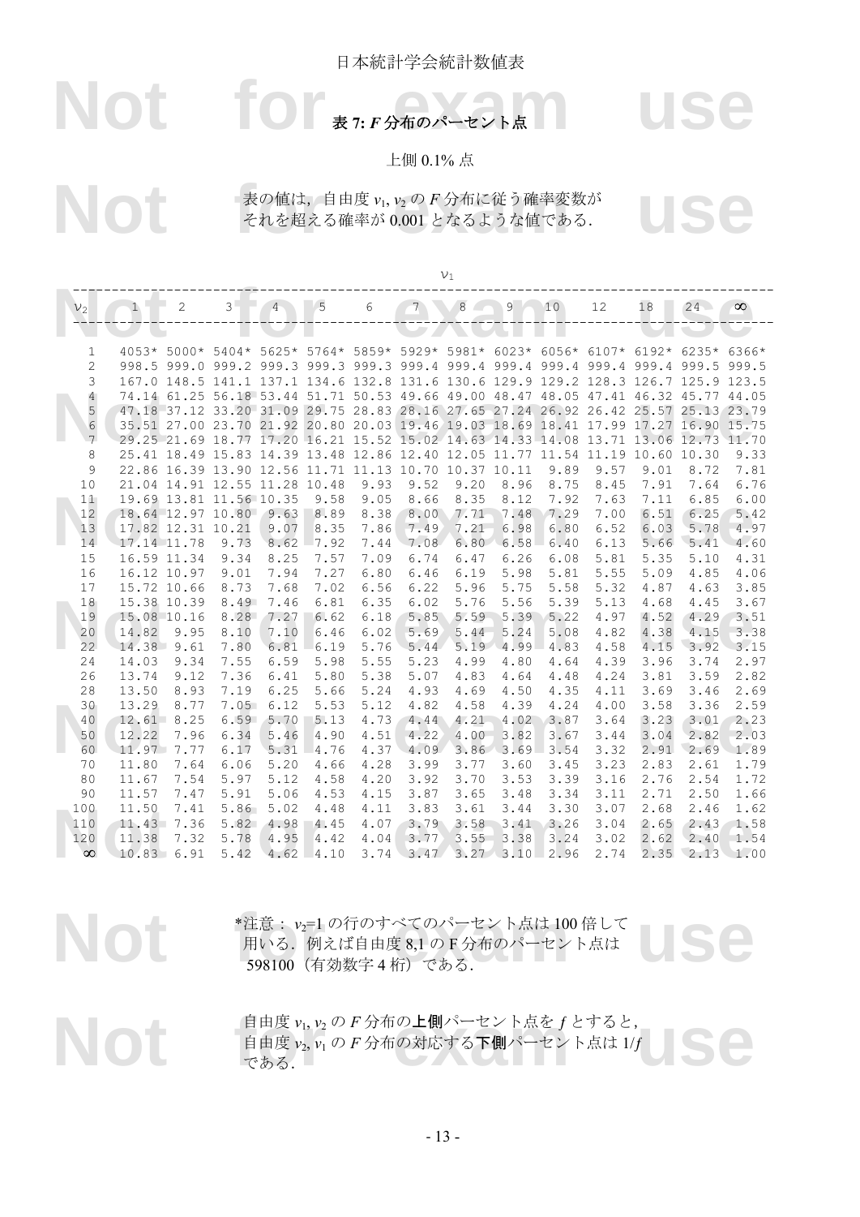日本統計学会統計数値表

# 表 7: $F$ 分布のパーセント点

上側 0.1% 点

表の値は，自由度 $\nu_1, \nu_2$ の $F$ 分布に従う確率変数がそれを超える確率が 0.001 となるような値である．

| $\nu_2$ \ $\nu_1$ | 1 | 2 | 3 | 4 | 5 | 6 | 7 | 8 | 9 | 10 | 12 | 18 | 24 | $\infty$ |
|---|---|---|---|---|---|---|---|---|---|---|---|---|---|---|
| 1 | 4053* | 5000* | 5404* | 5625* | 5764* | 5859* | 5929* | 5981* | 6023* | 6056* | 6107* | 6192* | 6235* | 6366* |
| 2 | 998.5 | 999.0 | 999.2 | 999.3 | 999.3 | 999.3 | 999.4 | 999.4 | 999.4 | 999.4 | 999.4 | 999.4 | 999.5 | 999.5 |
| 3 | 167.0 | 148.5 | 141.1 | 137.1 | 134.6 | 132.8 | 131.6 | 130.6 | 129.9 | 129.2 | 128.3 | 126.7 | 125.9 | 123.5 |
| 4 | 74.14 | 61.25 | 56.18 | 53.44 | 51.71 | 50.53 | 49.66 | 49.00 | 48.47 | 48.05 | 47.41 | 46.32 | 45.77 | 44.05 |
| 5 | 47.18 | 37.12 | 33.20 | 31.09 | 29.75 | 28.83 | 28.16 | 27.65 | 27.24 | 26.92 | 26.42 | 25.57 | 25.13 | 23.79 |
| 6 | 35.51 | 27.00 | 23.70 | 21.92 | 20.80 | 20.03 | 19.46 | 19.03 | 18.69 | 18.41 | 17.99 | 17.27 | 16.90 | 15.75 |
| 7 | 29.25 | 21.69 | 18.77 | 17.20 | 16.21 | 15.52 | 15.02 | 14.63 | 14.33 | 14.08 | 13.71 | 13.06 | 12.73 | 11.70 |
| 8 | 25.41 | 18.49 | 15.83 | 14.39 | 13.48 | 12.86 | 12.40 | 12.05 | 11.77 | 11.54 | 11.19 | 10.60 | 10.30 | 9.33 |
| 9 | 22.86 | 16.39 | 13.90 | 12.56 | 11.71 | 11.13 | 10.70 | 10.37 | 10.11 | 9.89 | 9.57 | 9.01 | 8.72 | 7.81 |
| 10 | 21.04 | 14.91 | 12.55 | 11.28 | 10.48 | 9.93 | 9.52 | 9.20 | 8.96 | 8.75 | 8.45 | 7.91 | 7.64 | 6.76 |
| 11 | 19.69 | 13.81 | 11.56 | 10.35 | 9.58 | 9.05 | 8.66 | 8.35 | 8.12 | 7.92 | 7.63 | 7.11 | 6.85 | 6.00 |
| 12 | 18.64 | 12.97 | 10.80 | 9.63 | 8.89 | 8.38 | 8.00 | 7.71 | 7.48 | 7.29 | 7.00 | 6.51 | 6.25 | 5.42 |
| 13 | 17.82 | 12.31 | 10.21 | 9.07 | 8.35 | 7.86 | 7.49 | 7.21 | 6.98 | 6.80 | 6.52 | 6.03 | 5.78 | 4.97 |
| 14 | 17.14 | 11.78 | 9.73 | 8.62 | 7.92 | 7.44 | 7.08 | 6.80 | 6.58 | 6.40 | 6.13 | 5.66 | 5.41 | 4.60 |
| 15 | 16.59 | 11.34 | 9.34 | 8.25 | 7.57 | 7.09 | 6.74 | 6.47 | 6.26 | 6.08 | 5.81 | 5.35 | 5.10 | 4.31 |
| 16 | 16.12 | 10.97 | 9.01 | 7.94 | 7.27 | 6.80 | 6.46 | 6.19 | 5.98 | 5.81 | 5.55 | 5.09 | 4.85 | 4.06 |
| 17 | 15.72 | 10.66 | 8.73 | 7.68 | 7.02 | 6.56 | 6.22 | 5.96 | 5.75 | 5.58 | 5.32 | 4.87 | 4.63 | 3.85 |
| 18 | 15.38 | 10.39 | 8.49 | 7.46 | 6.81 | 6.35 | 6.02 | 5.76 | 5.56 | 5.39 | 5.13 | 4.68 | 4.45 | 3.67 |
| 19 | 15.08 | 10.16 | 8.28 | 7.27 | 6.62 | 6.18 | 5.85 | 5.59 | 5.39 | 5.22 | 4.97 | 4.52 | 4.29 | 3.51 |
| 20 | 14.82 | 9.95 | 8.10 | 7.10 | 6.46 | 6.02 | 5.69 | 5.44 | 5.24 | 5.08 | 4.82 | 4.38 | 4.15 | 3.38 |
| 22 | 14.38 | 9.61 | 7.80 | 6.81 | 6.19 | 5.76 | 5.44 | 5.19 | 4.99 | 4.83 | 4.58 | 4.15 | 3.92 | 3.15 |
| 24 | 14.03 | 9.34 | 7.55 | 6.59 | 5.98 | 5.55 | 5.23 | 4.99 | 4.80 | 4.64 | 4.39 | 3.96 | 3.74 | 2.97 |
| 26 | 13.74 | 9.12 | 7.36 | 6.41 | 5.80 | 5.38 | 5.07 | 4.83 | 4.64 | 4.48 | 4.24 | 3.81 | 3.59 | 2.82 |
| 28 | 13.50 | 8.93 | 7.19 | 6.25 | 5.66 | 5.24 | 4.93 | 4.69 | 4.50 | 4.35 | 4.11 | 3.69 | 3.46 | 2.69 |
| 30 | 13.29 | 8.77 | 7.05 | 6.12 | 5.53 | 5.12 | 4.82 | 4.58 | 4.39 | 4.24 | 4.00 | 3.58 | 3.36 | 2.59 |
| 40 | 12.61 | 8.25 | 6.59 | 5.70 | 5.13 | 4.73 | 4.44 | 4.21 | 4.02 | 3.87 | 3.64 | 3.23 | 3.01 | 2.23 |
| 50 | 12.22 | 7.96 | 6.34 | 5.46 | 4.90 | 4.51 | 4.22 | 4.00 | 3.82 | 3.67 | 3.44 | 3.04 | 2.82 | 2.03 |
| 60 | 11.97 | 7.77 | 6.17 | 5.31 | 4.76 | 4.37 | 4.09 | 3.86 | 3.69 | 3.54 | 3.32 | 2.91 | 2.69 | 1.89 |
| 70 | 11.80 | 7.64 | 6.06 | 5.20 | 4.66 | 4.28 | 3.99 | 3.77 | 3.60 | 3.45 | 3.23 | 2.83 | 2.61 | 1.79 |
| 80 | 11.67 | 7.54 | 5.97 | 5.12 | 4.58 | 4.20 | 3.92 | 3.70 | 3.53 | 3.39 | 3.16 | 2.76 | 2.54 | 1.72 |
| 90 | 11.57 | 7.47 | 5.91 | 5.06 | 4.53 | 4.15 | 3.87 | 3.65 | 3.48 | 3.34 | 3.11 | 2.71 | 2.50 | 1.66 |
| 100 | 11.50 | 7.41 | 5.86 | 5.02 | 4.48 | 4.11 | 3.83 | 3.61 | 3.44 | 3.30 | 3.07 | 2.68 | 2.46 | 1.62 |
| 110 | 11.43 | 7.36 | 5.82 | 4.98 | 4.45 | 4.07 | 3.79 | 3.58 | 3.41 | 3.26 | 3.04 | 2.65 | 2.43 | 1.58 |
| 120 | 11.38 | 7.32 | 5.78 | 4.95 | 4.42 | 4.04 | 3.77 | 3.55 | 3.38 | 3.24 | 3.02 | 2.62 | 2.40 | 1.54 |
| $\infty$ | 10.83 | 6.91 | 5.42 | 4.62 | 4.10 | 3.74 | 3.47 | 3.27 | 3.10 | 2.96 | 2.74 | 2.35 | 2.13 | 1.00 |

*注意： $\nu_2$=1 の行のすべてのパーセント点は 100 倍して用いる．例えば自由度 8,1 の F 分布のパーセント点は 598100（有効数字 4 桁）である．

自由度 $\nu_1, \nu_2$ の $F$ 分布の**上側**パーセント点を $f$ とすると，自由度 $\nu_2, \nu_1$ の $F$ 分布の対応する**下側**パーセント点は $1/f$ である．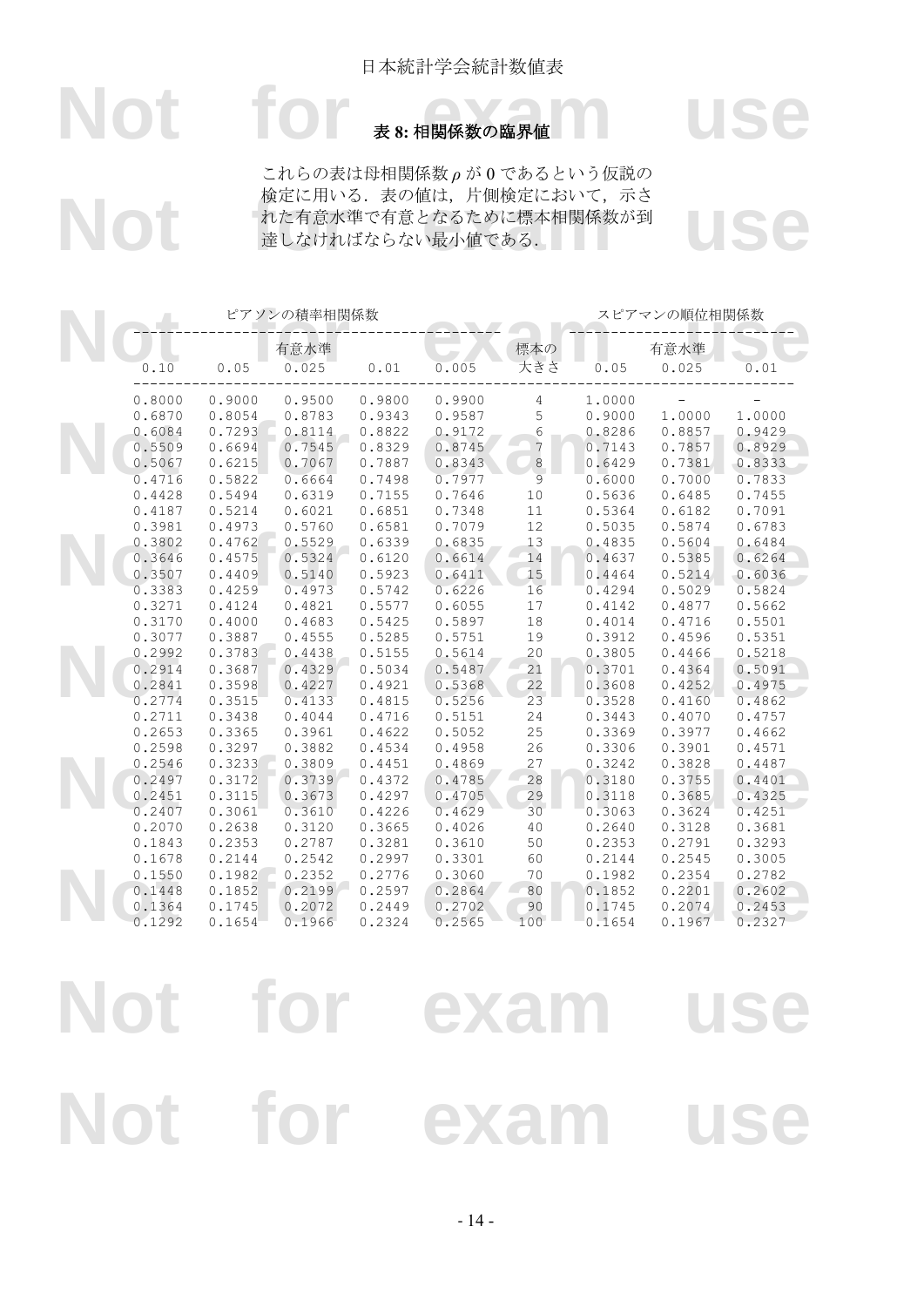## 表 8: 相関係数の臨界値

これらの表は母相関係数 $\rho$ が 0 であるという仮説の検定に用いる．表の値は，片側検定において，示された有意水準で有意となるために標本相関係数が到達しなければならない最小値である．

| ピアソンの積率相関係数 | | | | | | スピアマンの順位相関係数 | | |
|---|---|---|---|---|---|---|---|---|
| 有意水準 | | | | | 標本の | 有意水準 | | |
| 0.10 | 0.05 | 0.025 | 0.01 | 0.005 | 大きさ | 0.05 | 0.025 | 0.01 |
| 0.8000 | 0.9000 | 0.9500 | 0.9800 | 0.9900 | 4 | 1.0000 | – | – |
| 0.6870 | 0.8054 | 0.8783 | 0.9343 | 0.9587 | 5 | 0.9000 | 1.0000 | 1.0000 |
| 0.6084 | 0.7293 | 0.8114 | 0.8822 | 0.9172 | 6 | 0.8286 | 0.8857 | 0.9429 |
| 0.5509 | 0.6694 | 0.7545 | 0.8329 | 0.8745 | 7 | 0.7143 | 0.7857 | 0.8929 |
| 0.5067 | 0.6215 | 0.7067 | 0.7887 | 0.8343 | 8 | 0.6429 | 0.7381 | 0.8333 |
| 0.4716 | 0.5822 | 0.6664 | 0.7498 | 0.7977 | 9 | 0.6000 | 0.7000 | 0.7833 |
| 0.4428 | 0.5494 | 0.6319 | 0.7155 | 0.7646 | 10 | 0.5636 | 0.6485 | 0.7455 |
| 0.4187 | 0.5214 | 0.6021 | 0.6851 | 0.7348 | 11 | 0.5364 | 0.6182 | 0.7091 |
| 0.3981 | 0.4973 | 0.5760 | 0.6581 | 0.7079 | 12 | 0.5035 | 0.5874 | 0.6783 |
| 0.3802 | 0.4762 | 0.5529 | 0.6339 | 0.6835 | 13 | 0.4835 | 0.5604 | 0.6484 |
| 0.3646 | 0.4575 | 0.5324 | 0.6120 | 0.6614 | 14 | 0.4637 | 0.5385 | 0.6264 |
| 0.3507 | 0.4409 | 0.5140 | 0.5923 | 0.6411 | 15 | 0.4464 | 0.5214 | 0.6036 |
| 0.3383 | 0.4259 | 0.4973 | 0.5742 | 0.6226 | 16 | 0.4294 | 0.5029 | 0.5824 |
| 0.3271 | 0.4124 | 0.4821 | 0.5577 | 0.6055 | 17 | 0.4142 | 0.4877 | 0.5662 |
| 0.3170 | 0.4000 | 0.4683 | 0.5425 | 0.5897 | 18 | 0.4014 | 0.4716 | 0.5501 |
| 0.3077 | 0.3887 | 0.4555 | 0.5285 | 0.5751 | 19 | 0.3912 | 0.4596 | 0.5351 |
| 0.2992 | 0.3783 | 0.4438 | 0.5155 | 0.5614 | 20 | 0.3805 | 0.4466 | 0.5218 |
| 0.2914 | 0.3687 | 0.4329 | 0.5034 | 0.5487 | 21 | 0.3701 | 0.4364 | 0.5091 |
| 0.2841 | 0.3598 | 0.4227 | 0.4921 | 0.5368 | 22 | 0.3608 | 0.4252 | 0.4975 |
| 0.2774 | 0.3515 | 0.4133 | 0.4815 | 0.5256 | 23 | 0.3528 | 0.4160 | 0.4862 |
| 0.2711 | 0.3438 | 0.4044 | 0.4716 | 0.5151 | 24 | 0.3443 | 0.4070 | 0.4757 |
| 0.2653 | 0.3365 | 0.3961 | 0.4622 | 0.5052 | 25 | 0.3369 | 0.3977 | 0.4662 |
| 0.2598 | 0.3297 | 0.3882 | 0.4534 | 0.4958 | 26 | 0.3306 | 0.3901 | 0.4571 |
| 0.2546 | 0.3233 | 0.3809 | 0.4451 | 0.4869 | 27 | 0.3242 | 0.3828 | 0.4487 |
| 0.2497 | 0.3172 | 0.3739 | 0.4372 | 0.4785 | 28 | 0.3180 | 0.3755 | 0.4401 |
| 0.2451 | 0.3115 | 0.3673 | 0.4297 | 0.4705 | 29 | 0.3118 | 0.3685 | 0.4325 |
| 0.2407 | 0.3061 | 0.3610 | 0.4226 | 0.4629 | 30 | 0.3063 | 0.3624 | 0.4251 |
| 0.2070 | 0.2638 | 0.3120 | 0.3665 | 0.4026 | 40 | 0.2640 | 0.3128 | 0.3681 |
| 0.1843 | 0.2353 | 0.2787 | 0.3281 | 0.3610 | 50 | 0.2353 | 0.2791 | 0.3293 |
| 0.1678 | 0.2144 | 0.2542 | 0.2997 | 0.3301 | 60 | 0.2144 | 0.2545 | 0.3005 |
| 0.1550 | 0.1982 | 0.2352 | 0.2776 | 0.3060 | 70 | 0.1982 | 0.2354 | 0.2782 |
| 0.1448 | 0.1852 | 0.2199 | 0.2597 | 0.2864 | 80 | 0.1852 | 0.2201 | 0.2602 |
| 0.1364 | 0.1745 | 0.2072 | 0.2449 | 0.2702 | 90 | 0.1745 | 0.2074 | 0.2453 |
| 0.1292 | 0.1654 | 0.1966 | 0.2324 | 0.2565 | 100 | 0.1654 | 0.1967 | 0.2327 |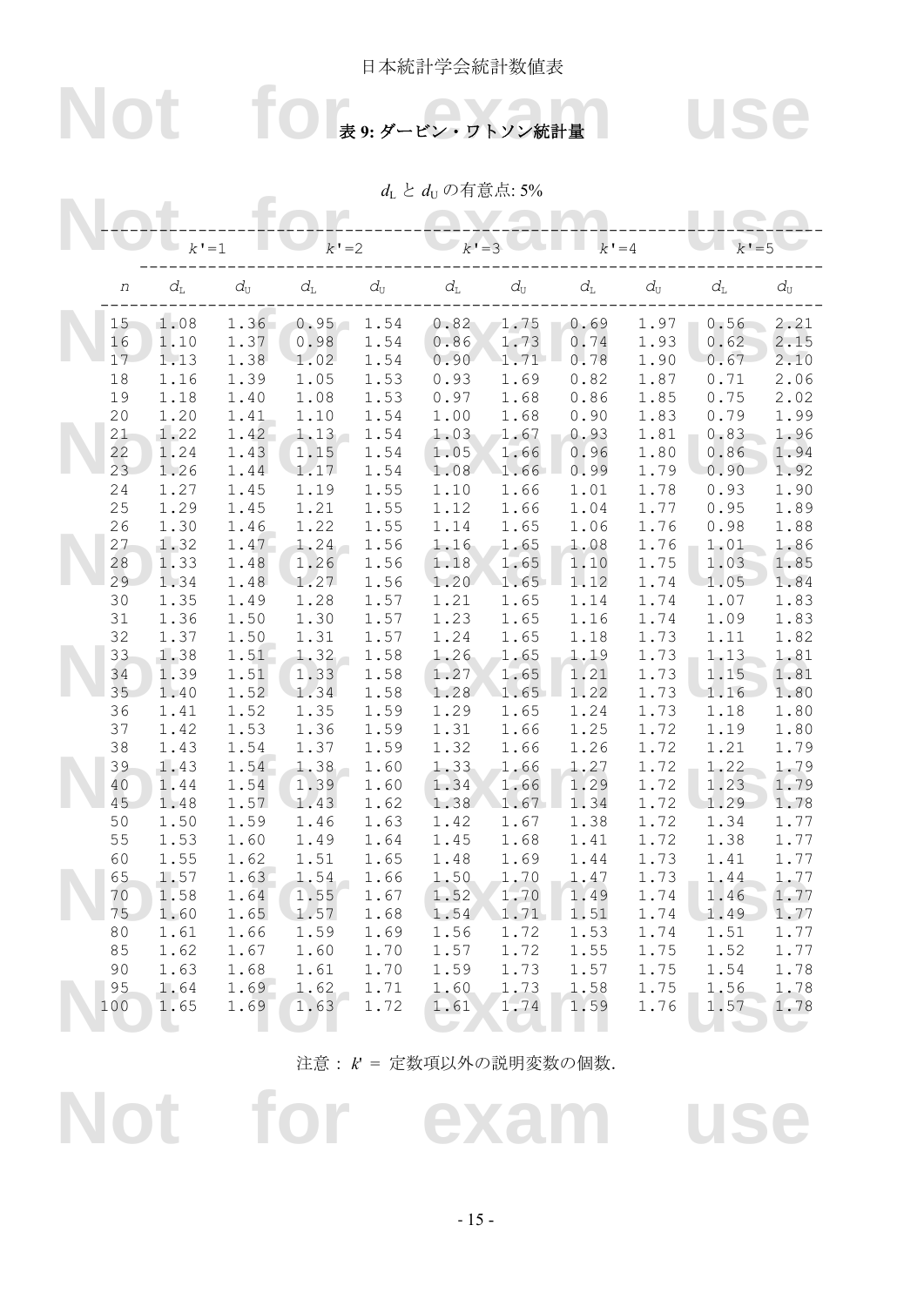日本統計学会統計数値表

## 表 9: ダービン・ワトソン統計量

$d_L$ と $d_U$ の有意点: 5%

| | $k'=1$ | | $k'=2$ | | $k'=3$ | | $k'=4$ | | $k'=5$ | |
|---|---|---|---|---|---|---|---|---|---|---|
| $n$ | $d_L$ | $d_U$ | $d_L$ | $d_U$ | $d_L$ | $d_U$ | $d_L$ | $d_U$ | $d_L$ | $d_U$ |
| 15 | 1.08 | 1.36 | 0.95 | 1.54 | 0.82 | 1.75 | 0.69 | 1.97 | 0.56 | 2.21 |
| 16 | 1.10 | 1.37 | 0.98 | 1.54 | 0.86 | 1.73 | 0.74 | 1.93 | 0.62 | 2.15 |
| 17 | 1.13 | 1.38 | 1.02 | 1.54 | 0.90 | 1.71 | 0.78 | 1.90 | 0.67 | 2.10 |
| 18 | 1.16 | 1.39 | 1.05 | 1.53 | 0.93 | 1.69 | 0.82 | 1.87 | 0.71 | 2.06 |
| 19 | 1.18 | 1.40 | 1.08 | 1.53 | 0.97 | 1.68 | 0.86 | 1.85 | 0.75 | 2.02 |
| 20 | 1.20 | 1.41 | 1.10 | 1.54 | 1.00 | 1.68 | 0.90 | 1.83 | 0.79 | 1.99 |
| 21 | 1.22 | 1.42 | 1.13 | 1.54 | 1.03 | 1.67 | 0.93 | 1.81 | 0.83 | 1.96 |
| 22 | 1.24 | 1.43 | 1.15 | 1.54 | 1.05 | 1.66 | 0.96 | 1.80 | 0.86 | 1.94 |
| 23 | 1.26 | 1.44 | 1.17 | 1.54 | 1.08 | 1.66 | 0.99 | 1.79 | 0.90 | 1.92 |
| 24 | 1.27 | 1.45 | 1.19 | 1.55 | 1.10 | 1.66 | 1.01 | 1.78 | 0.93 | 1.90 |
| 25 | 1.29 | 1.45 | 1.21 | 1.55 | 1.12 | 1.66 | 1.04 | 1.77 | 0.95 | 1.89 |
| 26 | 1.30 | 1.46 | 1.22 | 1.55 | 1.14 | 1.65 | 1.06 | 1.76 | 0.98 | 1.88 |
| 27 | 1.32 | 1.47 | 1.24 | 1.56 | 1.16 | 1.65 | 1.08 | 1.76 | 1.01 | 1.86 |
| 28 | 1.33 | 1.48 | 1.26 | 1.56 | 1.18 | 1.65 | 1.10 | 1.75 | 1.03 | 1.85 |
| 29 | 1.34 | 1.48 | 1.27 | 1.56 | 1.20 | 1.65 | 1.12 | 1.74 | 1.05 | 1.84 |
| 30 | 1.35 | 1.49 | 1.28 | 1.57 | 1.21 | 1.65 | 1.14 | 1.74 | 1.07 | 1.83 |
| 31 | 1.36 | 1.50 | 1.30 | 1.57 | 1.23 | 1.65 | 1.16 | 1.74 | 1.09 | 1.83 |
| 32 | 1.37 | 1.50 | 1.31 | 1.57 | 1.24 | 1.65 | 1.18 | 1.73 | 1.11 | 1.82 |
| 33 | 1.38 | 1.51 | 1.32 | 1.58 | 1.26 | 1.65 | 1.19 | 1.73 | 1.13 | 1.81 |
| 34 | 1.39 | 1.51 | 1.33 | 1.58 | 1.27 | 1.65 | 1.21 | 1.73 | 1.15 | 1.81 |
| 35 | 1.40 | 1.52 | 1.34 | 1.58 | 1.28 | 1.65 | 1.22 | 1.73 | 1.16 | 1.80 |
| 36 | 1.41 | 1.52 | 1.35 | 1.59 | 1.29 | 1.65 | 1.24 | 1.73 | 1.18 | 1.80 |
| 37 | 1.42 | 1.53 | 1.36 | 1.59 | 1.31 | 1.66 | 1.25 | 1.72 | 1.19 | 1.80 |
| 38 | 1.43 | 1.54 | 1.37 | 1.59 | 1.32 | 1.66 | 1.26 | 1.72 | 1.21 | 1.79 |
| 39 | 1.43 | 1.54 | 1.38 | 1.60 | 1.33 | 1.66 | 1.27 | 1.72 | 1.22 | 1.79 |
| 40 | 1.44 | 1.54 | 1.39 | 1.60 | 1.34 | 1.66 | 1.29 | 1.72 | 1.23 | 1.79 |
| 45 | 1.48 | 1.57 | 1.43 | 1.62 | 1.38 | 1.67 | 1.34 | 1.72 | 1.29 | 1.78 |
| 50 | 1.50 | 1.59 | 1.46 | 1.63 | 1.42 | 1.67 | 1.38 | 1.72 | 1.34 | 1.77 |
| 55 | 1.53 | 1.60 | 1.49 | 1.64 | 1.45 | 1.68 | 1.41 | 1.72 | 1.38 | 1.77 |
| 60 | 1.55 | 1.62 | 1.51 | 1.65 | 1.48 | 1.69 | 1.44 | 1.73 | 1.41 | 1.77 |
| 65 | 1.57 | 1.63 | 1.54 | 1.66 | 1.50 | 1.70 | 1.47 | 1.73 | 1.44 | 1.77 |
| 70 | 1.58 | 1.64 | 1.55 | 1.67 | 1.52 | 1.70 | 1.49 | 1.74 | 1.46 | 1.77 |
| 75 | 1.60 | 1.65 | 1.57 | 1.68 | 1.54 | 1.71 | 1.51 | 1.74 | 1.49 | 1.77 |
| 80 | 1.61 | 1.66 | 1.59 | 1.69 | 1.56 | 1.72 | 1.53 | 1.74 | 1.51 | 1.77 |
| 85 | 1.62 | 1.67 | 1.60 | 1.70 | 1.57 | 1.72 | 1.55 | 1.75 | 1.52 | 1.77 |
| 90 | 1.63 | 1.68 | 1.61 | 1.70 | 1.59 | 1.73 | 1.57 | 1.75 | 1.54 | 1.78 |
| 95 | 1.64 | 1.69 | 1.62 | 1.71 | 1.60 | 1.73 | 1.58 | 1.75 | 1.56 | 1.78 |
| 100 | 1.65 | 1.69 | 1.63 | 1.72 | 1.61 | 1.74 | 1.59 | 1.76 | 1.57 | 1.78 |

注意： $k'$ = 定数項以外の説明変数の個数.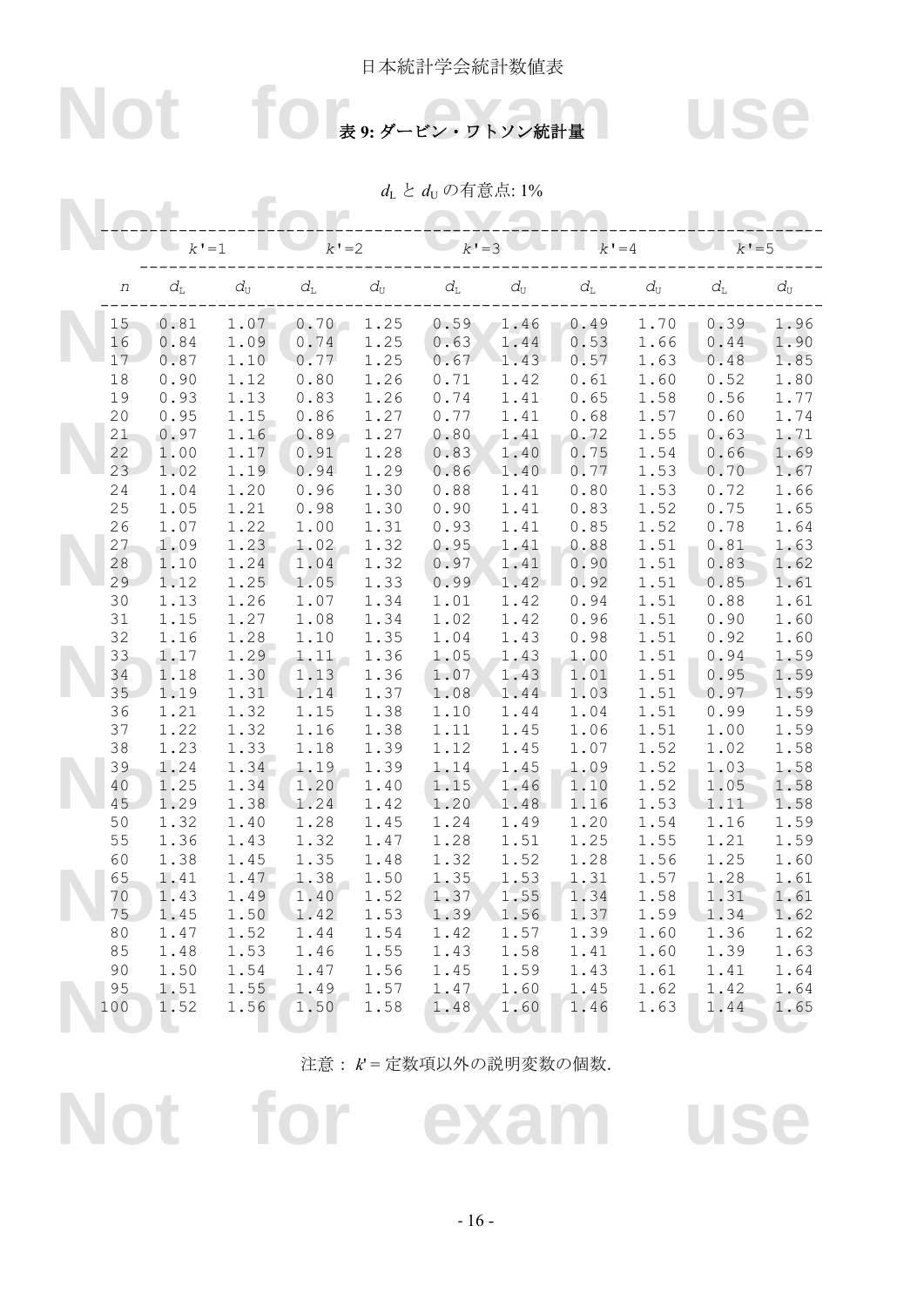日本統計学会統計数値表

## 表 9: ダービン・ワトソン統計量

$d_L$ と $d_U$ の有意点: 1%

| | $k'=1$ | | $k'=2$ | | $k'=3$ | | $k'=4$ | | $k'=5$ | |
|---|---|---|---|---|---|---|---|---|---|---|
| $n$ | $d_L$ | $d_U$ | $d_L$ | $d_U$ | $d_L$ | $d_U$ | $d_L$ | $d_U$ | $d_L$ | $d_U$ |
| 15 | 0.81 | 1.07 | 0.70 | 1.25 | 0.59 | 1.46 | 0.49 | 1.70 | 0.39 | 1.96 |
| 16 | 0.84 | 1.09 | 0.74 | 1.25 | 0.63 | 1.44 | 0.53 | 1.66 | 0.44 | 1.90 |
| 17 | 0.87 | 1.10 | 0.77 | 1.25 | 0.67 | 1.43 | 0.57 | 1.63 | 0.48 | 1.85 |
| 18 | 0.90 | 1.12 | 0.80 | 1.26 | 0.71 | 1.42 | 0.61 | 1.60 | 0.52 | 1.80 |
| 19 | 0.93 | 1.13 | 0.83 | 1.26 | 0.74 | 1.41 | 0.65 | 1.58 | 0.56 | 1.77 |
| 20 | 0.95 | 1.15 | 0.86 | 1.27 | 0.77 | 1.41 | 0.68 | 1.57 | 0.60 | 1.74 |
| 21 | 0.97 | 1.16 | 0.89 | 1.27 | 0.80 | 1.41 | 0.72 | 1.55 | 0.63 | 1.71 |
| 22 | 1.00 | 1.17 | 0.91 | 1.28 | 0.83 | 1.40 | 0.75 | 1.54 | 0.66 | 1.69 |
| 23 | 1.02 | 1.19 | 0.94 | 1.29 | 0.86 | 1.40 | 0.77 | 1.53 | 0.70 | 1.67 |
| 24 | 1.04 | 1.20 | 0.96 | 1.30 | 0.88 | 1.41 | 0.80 | 1.53 | 0.72 | 1.66 |
| 25 | 1.05 | 1.21 | 0.98 | 1.30 | 0.90 | 1.41 | 0.83 | 1.52 | 0.75 | 1.65 |
| 26 | 1.07 | 1.22 | 1.00 | 1.31 | 0.93 | 1.41 | 0.85 | 1.52 | 0.78 | 1.64 |
| 27 | 1.09 | 1.23 | 1.02 | 1.32 | 0.95 | 1.41 | 0.88 | 1.51 | 0.81 | 1.63 |
| 28 | 1.10 | 1.24 | 1.04 | 1.32 | 0.97 | 1.41 | 0.90 | 1.51 | 0.83 | 1.62 |
| 29 | 1.12 | 1.25 | 1.05 | 1.33 | 0.99 | 1.42 | 0.92 | 1.51 | 0.85 | 1.61 |
| 30 | 1.13 | 1.26 | 1.07 | 1.34 | 1.01 | 1.42 | 0.94 | 1.51 | 0.88 | 1.61 |
| 31 | 1.15 | 1.27 | 1.08 | 1.34 | 1.02 | 1.42 | 0.96 | 1.51 | 0.90 | 1.60 |
| 32 | 1.16 | 1.28 | 1.10 | 1.35 | 1.04 | 1.43 | 0.98 | 1.51 | 0.92 | 1.60 |
| 33 | 1.17 | 1.29 | 1.11 | 1.36 | 1.05 | 1.43 | 1.00 | 1.51 | 0.94 | 1.59 |
| 34 | 1.18 | 1.30 | 1.13 | 1.36 | 1.07 | 1.43 | 1.01 | 1.51 | 0.95 | 1.59 |
| 35 | 1.19 | 1.31 | 1.14 | 1.37 | 1.08 | 1.44 | 1.03 | 1.51 | 0.97 | 1.59 |
| 36 | 1.21 | 1.32 | 1.15 | 1.38 | 1.10 | 1.44 | 1.04 | 1.51 | 0.99 | 1.59 |
| 37 | 1.22 | 1.32 | 1.16 | 1.38 | 1.11 | 1.45 | 1.06 | 1.51 | 1.00 | 1.59 |
| 38 | 1.23 | 1.33 | 1.18 | 1.39 | 1.12 | 1.45 | 1.07 | 1.52 | 1.02 | 1.58 |
| 39 | 1.24 | 1.34 | 1.19 | 1.39 | 1.14 | 1.45 | 1.09 | 1.52 | 1.03 | 1.58 |
| 40 | 1.25 | 1.34 | 1.20 | 1.40 | 1.15 | 1.46 | 1.10 | 1.52 | 1.05 | 1.58 |
| 45 | 1.29 | 1.38 | 1.24 | 1.42 | 1.20 | 1.48 | 1.16 | 1.53 | 1.11 | 1.58 |
| 50 | 1.32 | 1.40 | 1.28 | 1.45 | 1.24 | 1.49 | 1.20 | 1.54 | 1.16 | 1.59 |
| 55 | 1.36 | 1.43 | 1.32 | 1.47 | 1.28 | 1.51 | 1.25 | 1.55 | 1.21 | 1.59 |
| 60 | 1.38 | 1.45 | 1.35 | 1.48 | 1.32 | 1.52 | 1.28 | 1.56 | 1.25 | 1.60 |
| 65 | 1.41 | 1.47 | 1.38 | 1.50 | 1.35 | 1.53 | 1.31 | 1.57 | 1.28 | 1.61 |
| 70 | 1.43 | 1.49 | 1.40 | 1.52 | 1.37 | 1.55 | 1.34 | 1.58 | 1.31 | 1.61 |
| 75 | 1.45 | 1.50 | 1.42 | 1.53 | 1.39 | 1.56 | 1.37 | 1.59 | 1.34 | 1.62 |
| 80 | 1.47 | 1.52 | 1.44 | 1.54 | 1.42 | 1.57 | 1.39 | 1.60 | 1.36 | 1.62 |
| 85 | 1.48 | 1.53 | 1.46 | 1.55 | 1.43 | 1.58 | 1.41 | 1.60 | 1.39 | 1.63 |
| 90 | 1.50 | 1.54 | 1.47 | 1.56 | 1.45 | 1.59 | 1.43 | 1.61 | 1.41 | 1.64 |
| 95 | 1.51 | 1.55 | 1.49 | 1.57 | 1.47 | 1.60 | 1.45 | 1.62 | 1.42 | 1.64 |
| 100 | 1.52 | 1.56 | 1.50 | 1.58 | 1.48 | 1.60 | 1.46 | 1.63 | 1.44 | 1.65 |

注意： $k'$ = 定数項以外の説明変数の個数.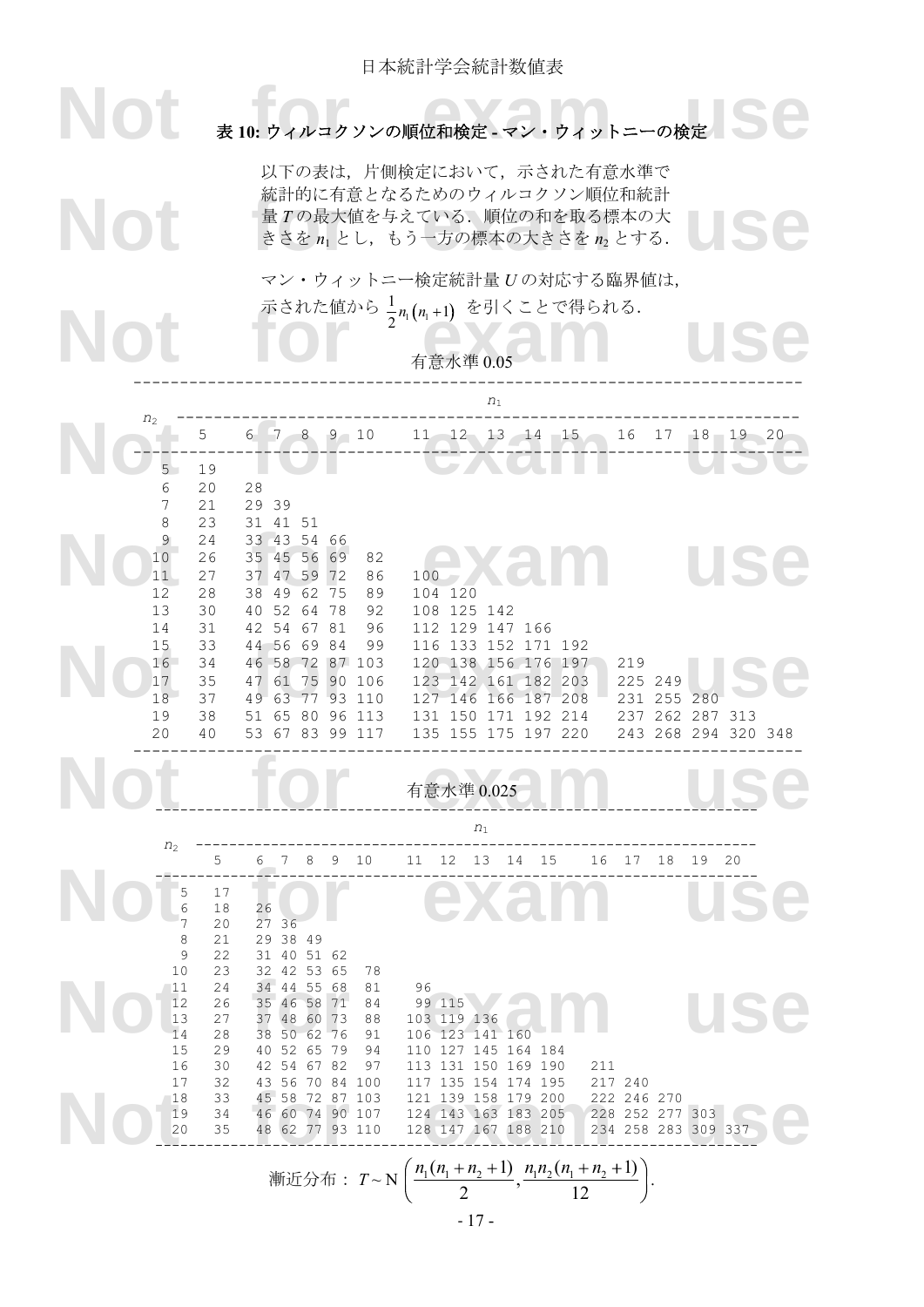## 表 10: ウィルコクソンの順位和検定 - マン・ウィットニーの検定

以下の表は，片側検定において，示された有意水準で統計的に有意となるためのウィルコクソン順位和統計量 $T$ の最大値を与えている．順位の和を取る標本の大きさを $n_1$ とし，もう一方の標本の大きさを $n_2$ とする．

マン・ウィットニー検定統計量 $U$ の対応する臨界値は，示された値から $\frac{1}{2}n_1(n_1+1)$ を引くことで得られる．

### 有意水準 0.05

| $n_2$ \ $n_1$ | 5 | 6 | 7 | 8 | 9 | 10 | 11 | 12 | 13 | 14 | 15 | 16 | 17 | 18 | 19 | 20 |
|---|---|---|---|---|---|---|---|---|---|---|---|---|---|---|---|---|
| 5 | 19 | | | | | | | | | | | | | | | |
| 6 | 20 | 28 | | | | | | | | | | | | | | |
| 7 | 21 | 29 | 39 | | | | | | | | | | | | | |
| 8 | 23 | 31 | 41 | 51 | | | | | | | | | | | | |
| 9 | 24 | 33 | 43 | 54 | 66 | | | | | | | | | | | |
| 10 | 26 | 35 | 45 | 56 | 69 | 82 | | | | | | | | | | |
| 11 | 27 | 37 | 47 | 59 | 72 | 86 | 100 | | | | | | | | | |
| 12 | 28 | 38 | 49 | 62 | 75 | 89 | 104 | 120 | | | | | | | | |
| 13 | 30 | 40 | 52 | 64 | 78 | 92 | 108 | 125 | 142 | | | | | | | |
| 14 | 31 | 42 | 54 | 67 | 81 | 96 | 112 | 129 | 147 | 166 | | | | | | |
| 15 | 33 | 44 | 56 | 69 | 84 | 99 | 116 | 133 | 152 | 171 | 192 | | | | | |
| 16 | 34 | 46 | 58 | 72 | 87 | 103 | 120 | 138 | 156 | 176 | 197 | 219 | | | | |
| 17 | 35 | 47 | 61 | 75 | 90 | 106 | 123 | 142 | 161 | 182 | 203 | 225 | 249 | | | |
| 18 | 37 | 49 | 63 | 77 | 93 | 110 | 127 | 146 | 166 | 187 | 208 | 231 | 255 | 280 | | |
| 19 | 38 | 51 | 65 | 80 | 96 | 113 | 131 | 150 | 171 | 192 | 214 | 237 | 262 | 287 | 313 | |
| 20 | 40 | 53 | 67 | 83 | 99 | 117 | 135 | 155 | 175 | 197 | 220 | 243 | 268 | 294 | 320 | 348 |

### 有意水準 0.025

| $n_2$ \ $n_1$ | 5 | 6 | 7 | 8 | 9 | 10 | 11 | 12 | 13 | 14 | 15 | 16 | 17 | 18 | 19 | 20 |
|---|---|---|---|---|---|---|---|---|---|---|---|---|---|---|---|---|
| 5 | 17 | | | | | | | | | | | | | | | |
| 6 | 18 | 26 | | | | | | | | | | | | | | |
| 7 | 20 | 27 | 36 | | | | | | | | | | | | | |
| 8 | 21 | 29 | 38 | 49 | | | | | | | | | | | | |
| 9 | 22 | 31 | 40 | 51 | 62 | | | | | | | | | | | |
| 10 | 23 | 32 | 42 | 53 | 65 | 78 | | | | | | | | | | |
| 11 | 24 | 34 | 44 | 55 | 68 | 81 | 96 | | | | | | | | | |
| 12 | 26 | 35 | 46 | 58 | 71 | 84 | 99 | 115 | | | | | | | | |
| 13 | 27 | 37 | 48 | 60 | 73 | 88 | 103 | 119 | 136 | | | | | | | |
| 14 | 28 | 38 | 50 | 62 | 76 | 91 | 106 | 123 | 141 | 160 | | | | | | |
| 15 | 29 | 40 | 52 | 65 | 79 | 94 | 110 | 127 | 145 | 164 | 184 | | | | | |
| 16 | 30 | 42 | 54 | 67 | 82 | 97 | 113 | 131 | 150 | 169 | 190 | 211 | | | | |
| 17 | 32 | 43 | 56 | 70 | 84 | 100 | 117 | 135 | 154 | 174 | 195 | 217 | 240 | | | |
| 18 | 33 | 45 | 58 | 72 | 87 | 103 | 121 | 139 | 158 | 179 | 200 | 222 | 246 | 270 | | |
| 19 | 34 | 46 | 60 | 74 | 90 | 107 | 124 | 143 | 163 | 183 | 205 | 228 | 252 | 277 | 303 | |
| 20 | 35 | 48 | 62 | 77 | 93 | 110 | 128 | 147 | 167 | 188 | 210 | 234 | 258 | 283 | 309 | 337 |

漸近分布： $T \sim \mathrm{N}\left(\frac{n_1(n_1+n_2+1)}{2}, \frac{n_1 n_2 (n_1+n_2+1)}{12}\right)$.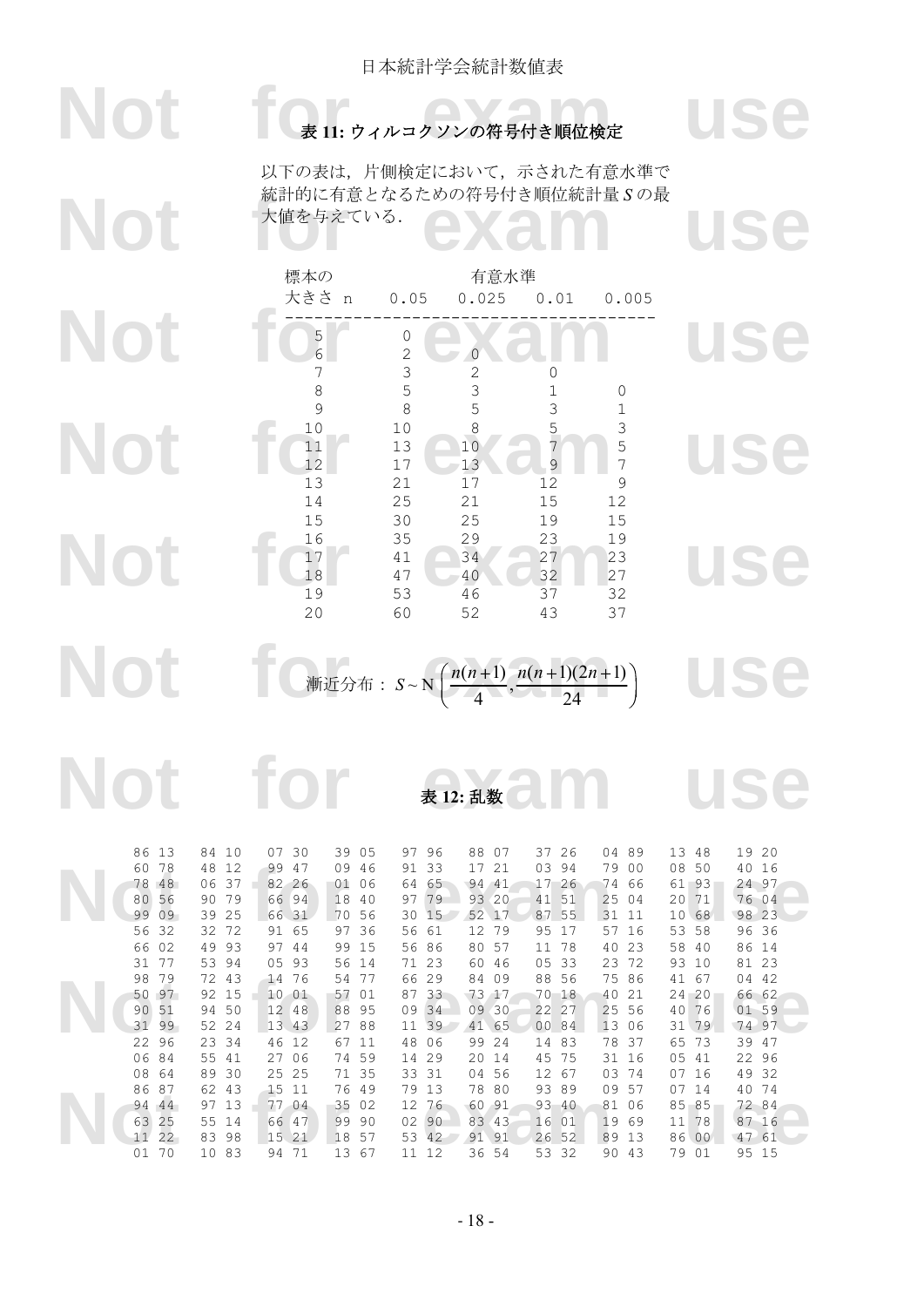## 表 11: ウィルコクソンの符号付き順位検定

以下の表は，片側検定において，示された有意水準で統計的に有意となるための符号付き順位統計量 $S$ の最大値を与えている．

| 標本の大きさ n | 有意水準 0.05 | 0.025 | 0.01 | 0.005 |
|---|---|---|---|---|
| 5 | 0 | | | |
| 6 | 2 | 0 | | |
| 7 | 3 | 2 | 0 | |
| 8 | 5 | 3 | 1 | 0 |
| 9 | 8 | 5 | 3 | 1 |
| 10 | 10 | 8 | 5 | 3 |
| 11 | 13 | 10 | 7 | 5 |
| 12 | 17 | 13 | 9 | 7 |
| 13 | 21 | 17 | 12 | 9 |
| 14 | 25 | 21 | 15 | 12 |
| 15 | 30 | 25 | 19 | 15 |
| 16 | 35 | 29 | 23 | 19 |
| 17 | 41 | 34 | 27 | 23 |
| 18 | 47 | 40 | 32 | 27 |
| 19 | 53 | 46 | 37 | 32 |
| 20 | 60 | 52 | 43 | 37 |

漸近分布： $S \sim \mathrm{N}\left(\frac{n(n+1)}{4}, \frac{n(n+1)(2n+1)}{24}\right)$

## 表 12: 乱数

| | | | | | | | | | |
|---|---|---|---|---|---|---|---|---|---|
| 86 13 | 84 10 | 07 30 | 39 05 | 97 96 | 88 07 | 37 26 | 04 89 | 13 48 | 19 20 |
| 60 78 | 48 12 | 99 47 | 09 46 | 91 33 | 17 21 | 03 94 | 79 00 | 08 50 | 40 16 |
| 78 48 | 06 37 | 82 26 | 01 06 | 64 65 | 94 41 | 17 26 | 74 66 | 61 93 | 24 97 |
| 80 56 | 90 79 | 66 94 | 18 40 | 97 79 | 93 20 | 41 51 | 25 04 | 20 71 | 76 04 |
| 99 09 | 39 25 | 66 31 | 70 56 | 30 15 | 52 17 | 87 55 | 31 11 | 10 68 | 98 23 |
| 56 32 | 32 72 | 91 65 | 97 36 | 56 61 | 12 79 | 95 17 | 57 16 | 53 58 | 96 36 |
| 66 02 | 49 93 | 97 44 | 99 15 | 56 86 | 80 57 | 11 78 | 40 23 | 58 40 | 86 14 |
| 31 77 | 53 94 | 05 93 | 56 14 | 71 23 | 60 46 | 05 33 | 23 72 | 93 10 | 81 23 |
| 98 79 | 72 43 | 14 76 | 54 77 | 66 29 | 84 09 | 88 56 | 75 86 | 41 67 | 04 42 |
| 50 97 | 92 15 | 10 01 | 57 01 | 87 33 | 73 17 | 70 18 | 40 21 | 24 20 | 66 62 |
| 90 51 | 94 50 | 12 48 | 88 95 | 09 34 | 09 30 | 22 27 | 25 56 | 40 76 | 01 59 |
| 31 99 | 52 24 | 13 43 | 27 88 | 11 39 | 41 65 | 00 84 | 13 06 | 31 79 | 74 97 |
| 22 96 | 23 34 | 46 12 | 67 11 | 48 06 | 99 24 | 14 83 | 78 37 | 65 73 | 39 47 |
| 06 84 | 55 41 | 27 06 | 74 59 | 14 29 | 20 14 | 45 75 | 31 16 | 05 41 | 22 96 |
| 08 64 | 89 30 | 25 25 | 71 35 | 33 31 | 04 56 | 12 67 | 03 74 | 07 16 | 49 32 |
| 86 87 | 62 43 | 15 11 | 76 49 | 79 13 | 78 80 | 93 89 | 09 57 | 07 14 | 40 74 |
| 94 44 | 97 13 | 77 04 | 35 02 | 12 76 | 60 91 | 93 40 | 81 06 | 85 85 | 72 84 |
| 63 25 | 55 14 | 66 47 | 99 90 | 02 90 | 83 43 | 16 01 | 19 69 | 11 78 | 87 16 |
| 11 22 | 83 98 | 15 21 | 18 57 | 53 42 | 91 91 | 26 52 | 89 13 | 86 00 | 47 61 |
| 01 70 | 10 83 | 94 71 | 13 67 | 11 12 | 36 54 | 53 32 | 90 43 | 79 01 | 95 15 |